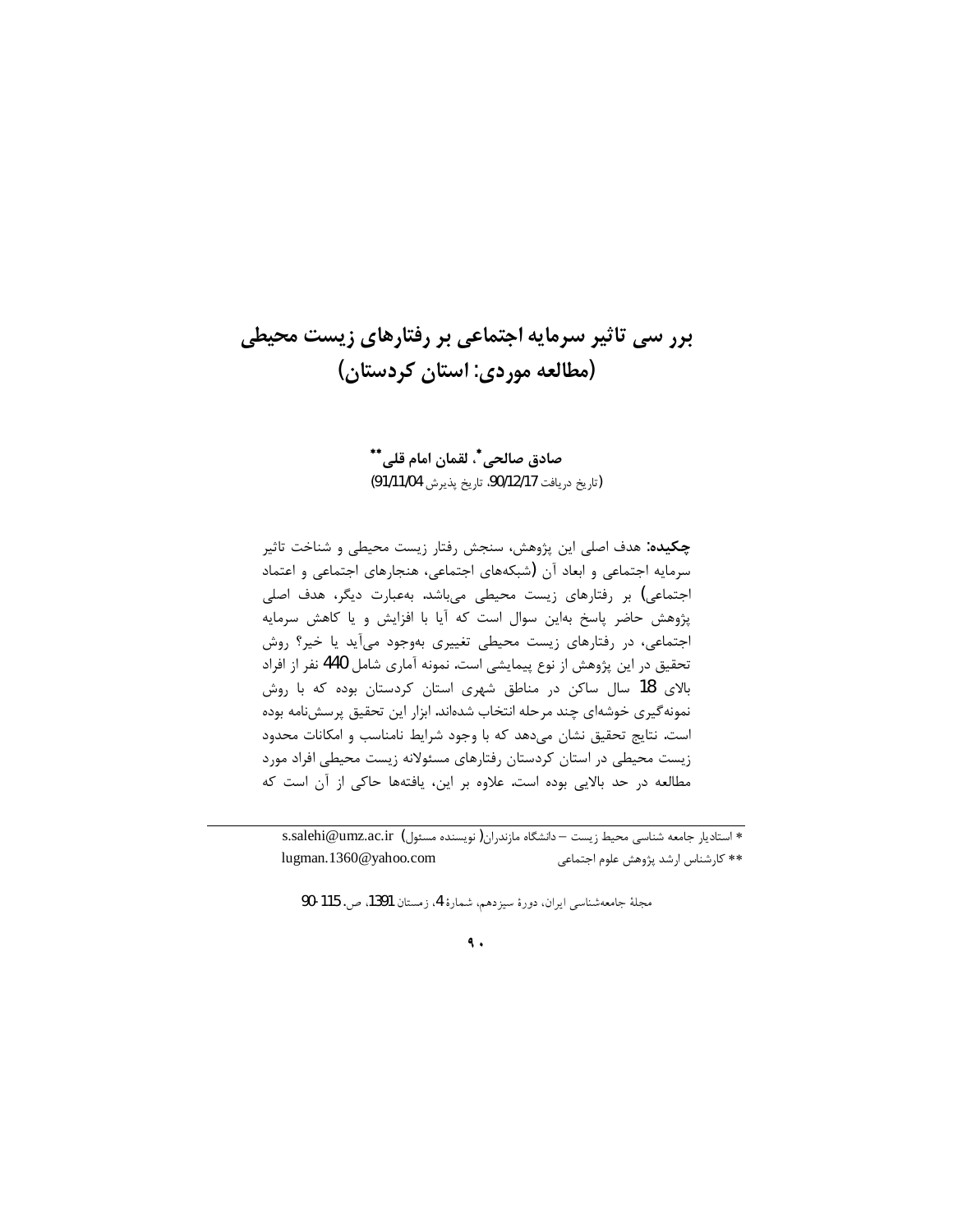# برر سی تاثیر سرمایه اجتماعی بر رفتارهای زیست محیطی (مطالعه موردی: استان کردستان)

**صادق صالحی*، لقمان امام قلی****

(تاریخ دریافت 90/12/17، تاریخ پذیرش 91/11/04)

**چکیده:** هدف اصلی این پژوهش، سنجش رفتار زیست محیطی و شناخت تاثیر سرمایه اجتماعی و ابعاد آن (شبکه‌های اجتماعی، هنجارهای اجتماعی و اعتماد اجتماعی) بر رفتارهای زیست محیطی می‌باشد. به‌عبارت دیگر، هدف اصلی پژوهش حاضر پاسخ به‌این سوال است که آیا با افزایش و یا کاهش سرمایه اجتماعی، در رفتارهای زیست محیطی تغییری به‌وجود می‌آید یا خیر؟ روش تحقیق در این پژوهش از نوع پیمایشی است. نمونه آماری شامل 440 نفر از افراد بالای 18 سال ساکن در مناطق شهری استان کردستان بوده که با روش نمونه‌گیری خوشه‌ای چند مرحله انتخاب شده‌اند. ابزار این تحقیق پرسش‌نامه بوده است. نتایج تحقیق نشان می‌دهد که با وجود شرایط نامناسب و امکانات محدود زیست محیطی در استان کردستان رفتارهای مسئولانه زیست محیطی افراد مورد مطالعه در حد بالایی بوده است. علاوه بر این، یافته‌ها حاکی از آن است که

---

* استادیار جامعه شناسی محیط زیست – دانشگاه مازندران( نویسنده مسئول) s.salehi@umz.ac.ir

** کارشناس ارشد پژوهش علوم اجتماعی lugman.1360@yahoo.com

مجلهٔ جامعه‌شناسی ایران، دورهٔ سیزدهم، شمارهٔ 4، زمستان 1391، ص. 115-90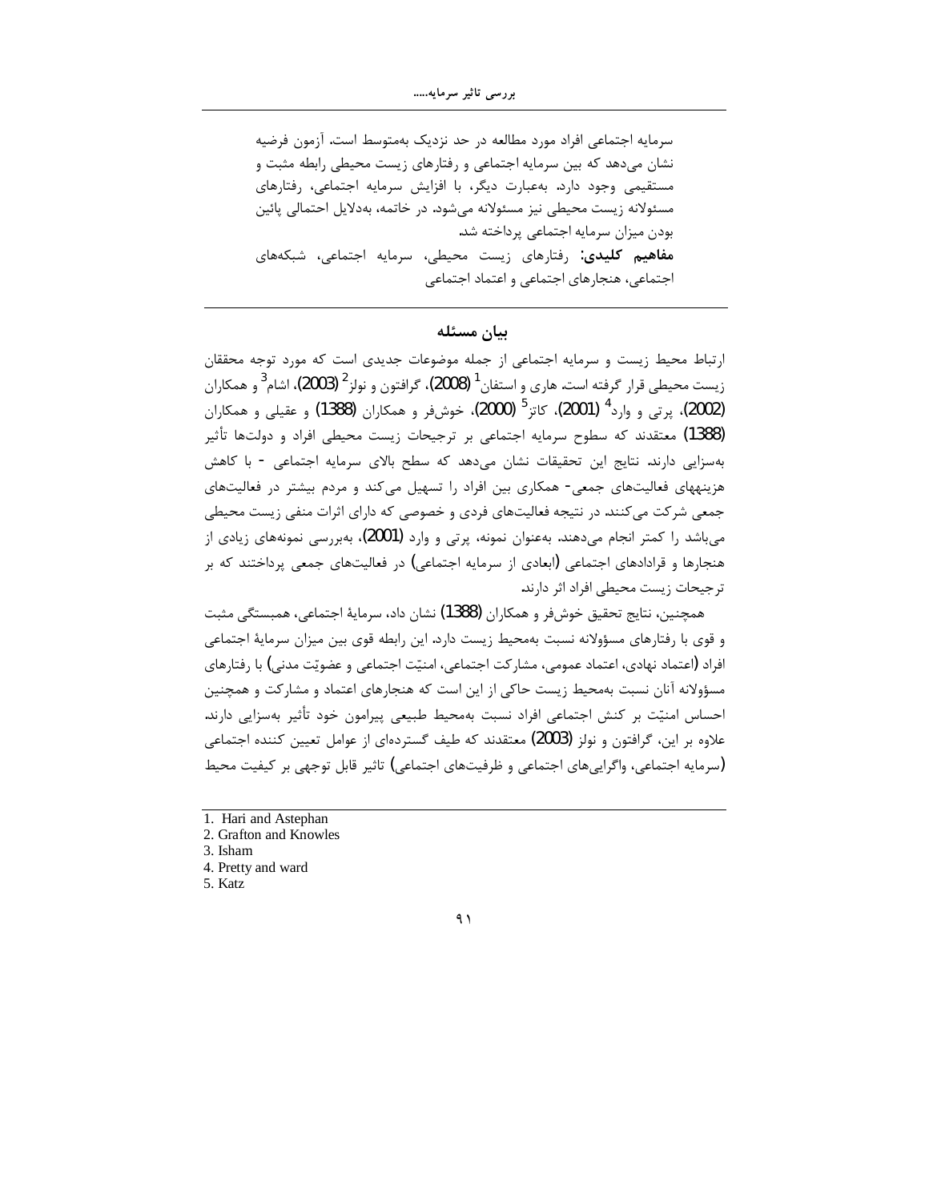سرمایه اجتماعی افراد مورد مطالعه در حد نزدیک به‌متوسط است. آزمون فرضیه نشان می‌دهد که بین سرمایه اجتماعی و رفتارهای زیست محیطی رابطه مثبت و مستقیمی وجود دارد. به‌عبارت دیگر، با افزایش سرمایه اجتماعی، رفتارهای مسئولانه زیست محیطی نیز مسئولانه می‌شود. در خاتمه، به‌دلایل احتمالی پائین بودن میزان سرمایه اجتماعی پرداخته شد.

**مفاهیم کلیدی:** رفتارهای زیست محیطی، سرمایه اجتماعی، شبکه‌های اجتماعی، هنجارهای اجتماعی و اعتماد اجتماعی

## بیان مسئله

ارتباط محیط زیست و سرمایه اجتماعی از جمله موضوعات جدیدی است که مورد توجه محققان زیست محیطی قرار گرفته است. هاری و استفان[1] (2008)، گرافتون و نولز[2] (2003)، اشام[3] و همکاران (2002)، پرتی و وارد[4] (2001)، کاتز[5] (2000)، خوش‌فر و همکاران (1388) و عقیلی و همکاران (1388) معتقدند که سطوح سرمایه اجتماعی بر ترجیحات زیست محیطی افراد و دولت‌ها تأثیر به‌سزایی دارند. نتایج این تحقیقات نشان می‌دهد که سطح بالای سرمایه اجتماعی - با کاهش هزینه‌های فعالیت‌های جمعی- همکاری بین افراد را تسهیل می‌کند و مردم بیشتر در فعالیت‌های جمعی شرکت می‌کنند. در نتیجه فعالیت‌های فردی و خصوصی که دارای اثرات منفی زیست محیطی می‌باشد را کمتر انجام می‌دهند. به‌عنوان نمونه، پرتی و وارد (2001)، به‌بررسی نمونه‌های زیادی از هنجارها و قرادادهای اجتماعی (ابعادی از سرمایه اجتماعی) در فعالیت‌های جمعی پرداختند که بر ترجیحات زیست محیطی افراد اثر دارند.

همچنین، نتایج تحقیق خوش‌فر و همکاران (1388) نشان داد، سرمایهٔ اجتماعی، همبستگی مثبت و قوی با رفتارهای مسؤولانه نسبت به‌محیط زیست دارد. این رابطه قوی بین میزان سرمایهٔ اجتماعی افراد (اعتماد نهادی، اعتماد عمومی، مشارکت اجتماعی، امنیّت اجتماعی و عضویّت مدنی) با رفتارهای مسؤولانه آنان نسبت به‌محیط زیست حاکی از این است که هنجارهای اعتماد و مشارکت و همچنین احساس امنیّت بر کنش اجتماعی افراد نسبت به‌محیط طبیعی پیرامون خود تأثیر به‌سزایی دارند. علاوه بر این، گرافتون و نولز (2003) معتقدند که طیف گسترده‌ای از عوامل تعیین کننده اجتماعی (سرمایه اجتماعی، واگرایی‌های اجتماعی و ظرفیت‌های اجتماعی) تاثیر قابل توجهی بر کیفیت محیط

---

1. Hari and Astephan
2. Grafton and Knowles
3. Isham
4. Pretty and ward
5. Katz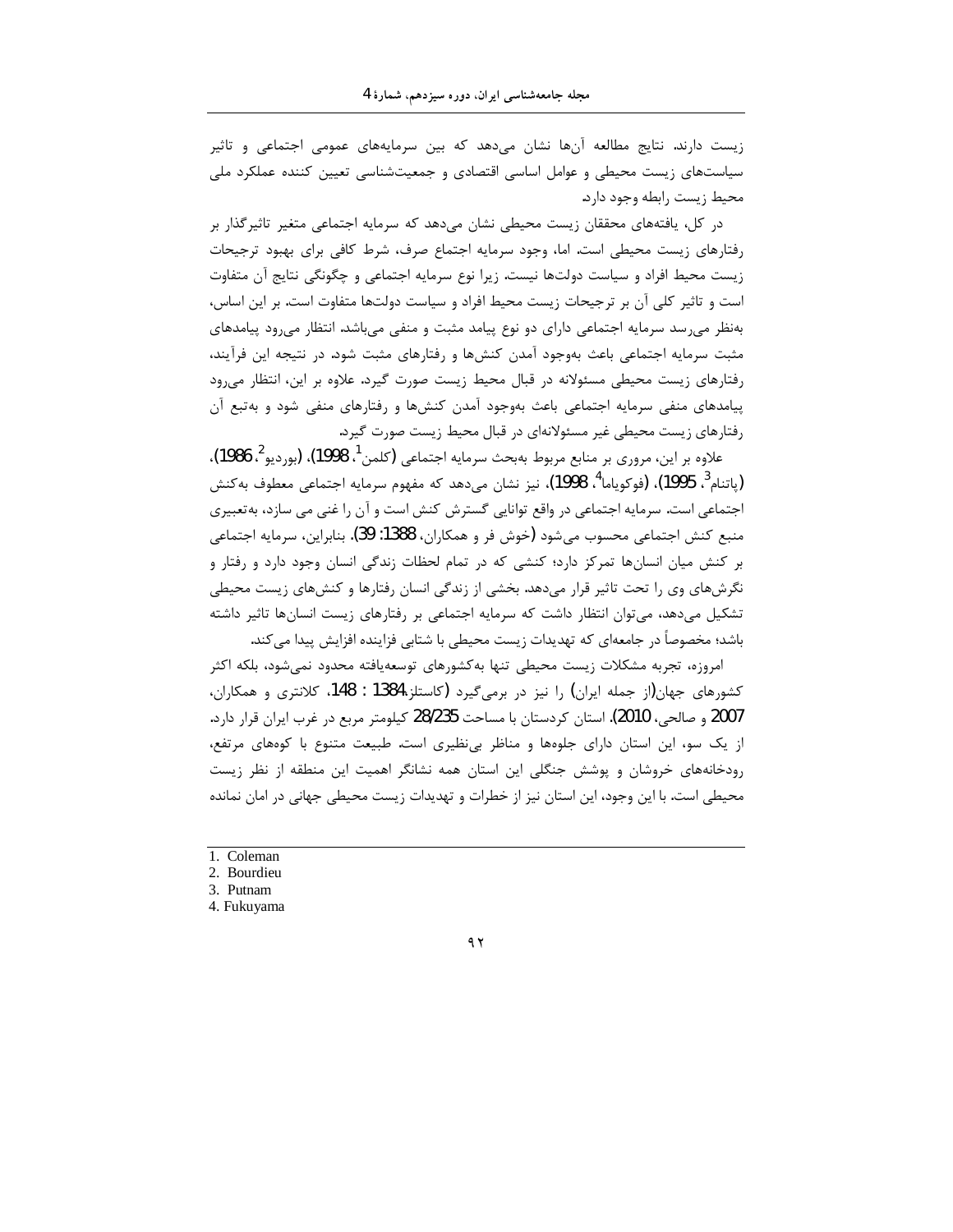زیست دارند. نتایج مطالعه آن‌ها نشان می‌دهد که بین سرمایه‌های عمومی اجتماعی و تاثیر سیاست‌های زیست محیطی و عوامل اساسی اقتصادی و جمعیت‌شناسی تعیین کننده عملکرد ملی محیط زیست رابطه وجود دارد.

در کل، یافته‌های محققان زیست محیطی نشان می‌دهد که سرمایه اجتماعی متغیر تاثیرگذار بر رفتارهای زیست محیطی است. اما، وجود سرمایه اجتماع صرف، شرط کافی برای بهبود ترجیحات زیست محیط افراد و سیاست دولت‌ها نیست. زیرا نوع سرمایه اجتماعی و چگونگی نتایج آن متفاوت است و تاثیر کلی آن بر ترجیحات زیست محیط افراد و سیاست دولت‌ها متفاوت است. بر این اساس، به‌نظر می‌رسد سرمایه اجتماعی دارای دو نوع پیامد مثبت و منفی می‌باشد. انتظار می‌رود پیامدهای مثبت سرمایه اجتماعی باعث به‌وجود آمدن کنش‌ها و رفتارهای مثبت شود. در نتیجه این فرآیند، رفتارهای زیست محیطی مسئولانه در قبال محیط زیست صورت گیرد. علاوه بر این، انتظار می‌رود پیامدهای منفی سرمایه اجتماعی باعث به‌وجود آمدن کنش‌ها و رفتارهای منفی شود و به‌تبع آن رفتارهای زیست محیطی غیر مسئولانه‌ای در قبال محیط زیست صورت گیرد.

علاوه بر این، مروری بر منابع مربوط به‌بحث سرمایه اجتماعی (کلمن[1]، 1998)، (بوردیو[2]، 1986)، (پاتنام[3]، 1995)، (فوکویاما[4]، 1998)، نیز نشان می‌دهد که مفهوم سرمایه اجتماعی معطوف به‌کنش اجتماعی است. سرمایه اجتماعی در واقع توانایی گسترش کنش است و آن را غنی می سازد، به‌تعبیری منبع کنش اجتماعی محسوب می‌شود (خوش فر و همکاران، 1388: 39). بنابراین، سرمایه اجتماعی بر کنش میان انسان‌ها تمرکز دارد؛ کنشی که در تمام لحظات زندگی انسان وجود دارد و رفتار و نگرش‌های وی را تحت تاثیر قرار می‌دهد. بخشی از زندگی انسان رفتارها و کنش‌های زیست محیطی تشکیل می‌دهد، می‌توان انتظار داشت که سرمایه اجتماعی بر رفتارهای زیست انسان‌ها تاثیر داشته باشد؛ مخصوصاً در جامعه‌ای که تهدیدات زیست محیطی با شتابی فزاینده افزایش پیدا می‌کند.

امروزه، تجربه مشکلات زیست محیطی تنها به‌کشورهای توسعه‌یافته محدود نمی‌شود، بلکه اکثر کشورهای جهان(از جمله ایران) را نیز در برمی‌گیرد (کاستلز،1384 : 148، کلانتری و همکاران، 2007 و صالحی، 2010). استان کردستان با مساحت 28/235 کیلومتر مربع در غرب ایران قرار دارد. از یک سو، این استان دارای جلوه‌ها و مناظر بی‌نظیری است. طبیعت متنوع با کوه‌های مرتفع، رودخانه‌های خروشان و پوشش جنگلی این استان همه نشانگر اهمیت این منطقه از نظر زیست محیطی است. با این وجود، این استان نیز از خطرات و تهدیدات زیست محیطی جهانی در امان نمانده

---

1. Coleman
2. Bourdieu
3. Putnam
4. Fukuyama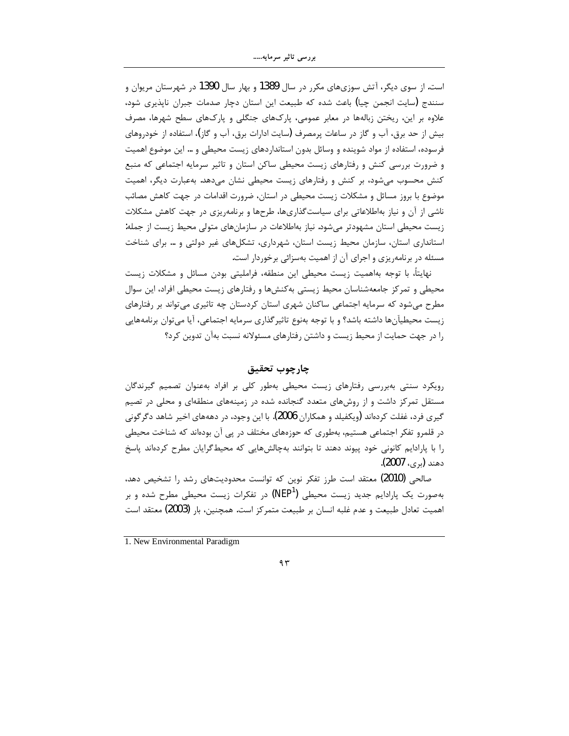است. از سوی دیگر، آتش سوزی‌های مکرر در سال 1389 و بهار سال 1390 در شهرستان مریوان و سنندج (سایت انجمن چیا) باعث شده که طبیعت این استان دچار صدمات جبران ناپذیری شود، علاوه بر این، ریختن زباله‌ها در معابر عمومی، پارک‌های جنگلی و پارک‌های سطح شهرها، مصرف بیش از حد برق، آب و گاز در ساعات پرمصرف (سایت ادارات برق، آب و گاز)، استفاده از خودروهای فرسوده، استفاده از مواد شوینده و وسائل بدون استانداردهای زیست محیطی و ... این موضوع اهمیت و ضرورت بررسی کنش و رفتارهای زیست محیطی ساکن استان و تاثیر سرمایه اجتماعی که منبع کنش محسوب می‌شود، بر کنش و رفتارهای زیست محیطی نشان می‌دهد. به‌عبارت دیگر، اهمیت موضوع با بروز مسائل و مشکلات زیست محیطی در استان، ضرورت اقدامات در جهت کاهش مصائب ناشی از آن و نیاز به‌اطلاعاتی برای سیاست‌گذاری‌ها، طرح‌ها و برنامه‌ریزی در جهت کاهش مشکلات زیست محیطی استان مشهودتر می‌شود. نیاز به‌اطلاعات در سازمان‌های متولی محیط زیست از جمله: استانداری استان، سازمان محیط زیست استان، شهرداری، تشکل‌های غیر دولتی و ... برای شناخت مسئله در برنامه‌ریزی و اجرای آن از اهمیت به‌سزائی برخوردار است.

نهایتاً، با توجه به‌اهمیت زیست محیطی این منطقه، فراملیتی بودن مسائل و مشکلات زیست محیطی و تمرکز جامعه‌شناسان محیط زیستی به‌کنش‌ها و رفتارهای زیست محیطی افراد، این سوال مطرح می‌شود که سرمایه اجتماعی ساکنان شهری استان کردستان چه تاثیری می‌تواند بر رفتارهای زیست محیطی‌آن‌ها داشته باشد؟ و با توجه به‌نوع تاثیرگذاری سرمایه اجتماعی، آیا می‌توان برنامه‌هایی را در جهت حمایت از محیط زیست و داشتن رفتارهای مسئولانه نسبت به‌آن تدوین کرد؟

## چارچوب تحقیق

رویکرد سنتی به‌بررسی رفتارهای زیست محیطی به‌طور کلی بر افراد به‌عنوان تصمیم گیرندگان مستقل تمرکز داشت و از روش‌های متعدد گنجانده شده در زمینه‌های منطقه‌ای و محلی در تصمیم گیری فرد، غفلت کرده‌اند (ویکفیلد و همکاران 2006). با این وجود، در دهه‌های اخیر شاهد دگرگونی در قلمرو تفکر اجتماعی هستیم، به‌طوری که حوزه‌های مختلف در پی آن بوده‌اند که شناخت محیطی را با پارادایم کانونی خود پیوند دهند تا بتوانند به‌چالش‌هایی که محیط‌گرایان مطرح کرده‌اند پاسخ دهند (بری، 2007).

صالحی (2010) معتقد است طرز تفکر نوین که توانست محدودیت‌های رشد را تشخیص دهد، به‌صورت یک پارادایم جدید زیست محیطی (NEP[1]) در تفکرات زیست محیطی مطرح شده و بر اهمیت تعادل طبیعت و عدم غلبه انسان بر طبیعت متمرکز است. همچنین، بار (2003) معتقد است

---

1. New Environmental Paradigm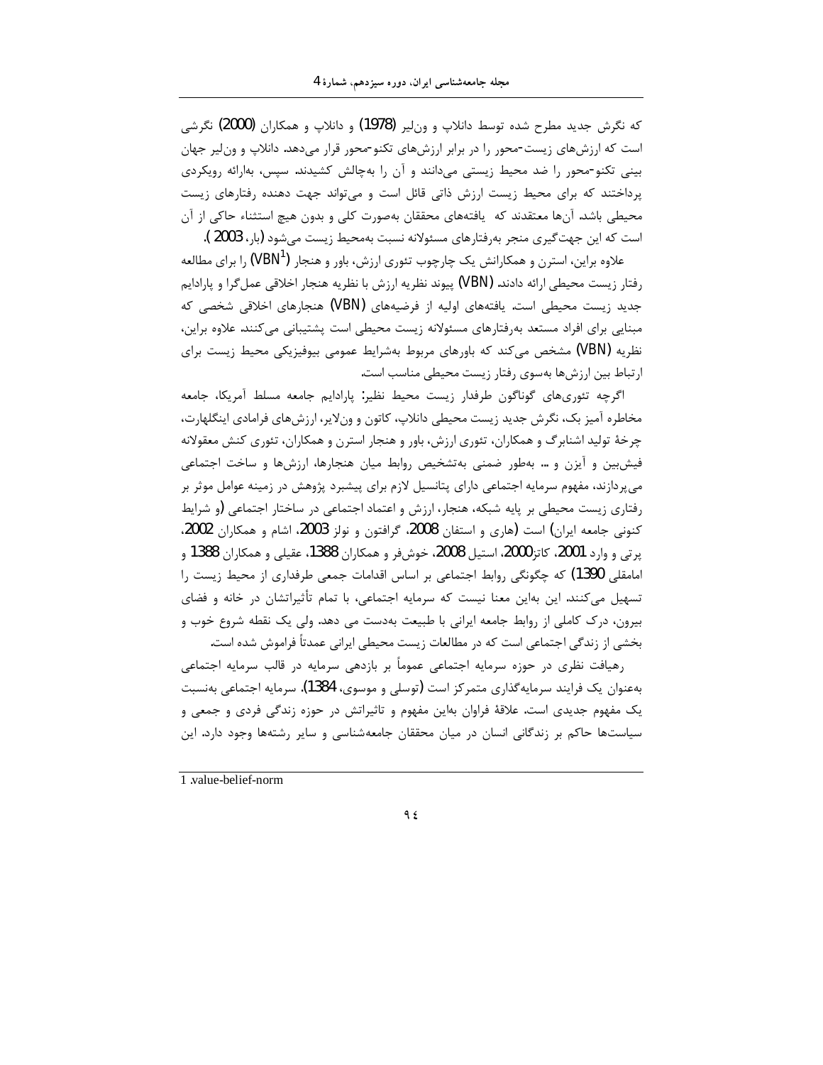که نگرش جدید مطرح شده توسط دانلاپ و ون‌لیر (1978) و دانلاپ و همکاران (2000) نگرشی است که ارزش‌های زیست-محور را در برابر ارزش‌های تکنو-محور قرار می‌دهد. دانلاپ و ون‌لیر جهان بینی تکنو-محور را ضد محیط زیستی می‌دانند و آن را به‌چالش کشیدند. سپس، به‌ارائه رویکردی پرداختند که برای محیط زیست ارزش ذاتی قائل است و می‌تواند جهت دهنده رفتارهای زیست محیطی باشد. آن‌ها معتقدند که یافته‌های محققان به‌صورت کلی و بدون هیچ استثناء حاکی از آن است که این جهت‌گیری منجر به‌رفتارهای مسئولانه نسبت به‌محیط زیست می‌شود (بار، 2003 ).

علاوه براین، استرن و همکارانش یک چارچوب تئوری ارزش، باور و هنجار (VBN[1]) را برای مطالعه رفتار زیست محیطی ارائه دادند. (VBN) پیوند نظریه ارزش با نظریه هنجار اخلاقی عمل‌گرا و پارادایم جدید زیست محیطی است. یافته‌های اولیه از فرضیه‌های (VBN) هنجارهای اخلاقی شخصی که مبنایی برای افراد مستعد به‌رفتارهای مسئولانه زیست محیطی است پشتیبانی می‌کنند. علاوه براین، نظریه (VBN) مشخص می‌کند که باورهای مربوط به‌شرایط عمومی بیوفیزیکی محیط زیست برای ارتباط بین ارزش‌ها به‌سوی رفتار زیست محیطی مناسب است.

اگرچه تئوری‌های گوناگون طرفدار زیست محیط نظیر: پارادایم جامعه مسلط آمریکا، جامعه مخاطره آمیز بک، نگرش جدید زیست محیطی دانلاپ، کاتون و ون‌لایر، ارزش‌های فرامادی اینگلهارت، چرخهٔ تولید اشنابرگ و همکاران، تئوری ارزش، باور و هنجار استرن و همکاران، تئوری کنش معقولانه فیش‌بین و آیزن و ... به‌طور ضمنی به‌تشخیص روابط میان هنجارها، ارزش‌ها و ساخت اجتماعی می‌پردازند، مفهوم سرمایه اجتماعی دارای پتانسیل لازم برای پیشبرد پژوهش در زمینه عوامل موثر بر رفتاری زیست محیطی بر پایه شبکه، هنجار، ارزش و اعتماد اجتماعی در ساختار اجتماعی (و شرایط کنونی جامعه ایران) است (هاری و استفان 2008، گرافتون و نولز 2003، اشام و همکاران 2002، پرتی و وارد 2001، کاتز2000، استیل 2008، خوش‌فر و همکاران 1388، عقیلی و همکاران 1388 و امامقلی 1390) که چگونگی روابط اجتماعی بر اساس اقدامات جمعی طرفداری از محیط زیست را تسهیل می‌کنند. این به‌این معنا نیست که سرمایه اجتماعی، با تمام تأثیراتشان در خانه و فضای بیرون، درک کاملی از روابط جامعه ایرانی با طبیعت به‌دست می دهد. ولی یک نقطه شروع خوب و بخشی از زندگی اجتماعی است که در مطالعات زیست محیطی ایرانی عمدتاً فراموش شده است.

رهیافت نظری در حوزه سرمایه اجتماعی عموماً بر بازدهی سرمایه در قالب سرمایه اجتماعی به‌عنوان یک فرایند سرمایه‌گذاری متمرکز است (توسلی و موسوی، 1384). سرمایه اجتماعی به‌نسبت یک مفهوم جدیدی است. علاقهٔ فراوان به‌این مفهوم و تاثیراتش در حوزه زندگی فردی و جمعی و سیاست‌ها حاکم بر زندگانی انسان در میان محققان جامعه‌شناسی و سایر رشته‌ها وجود دارد. این

---

1 .value-belief-norm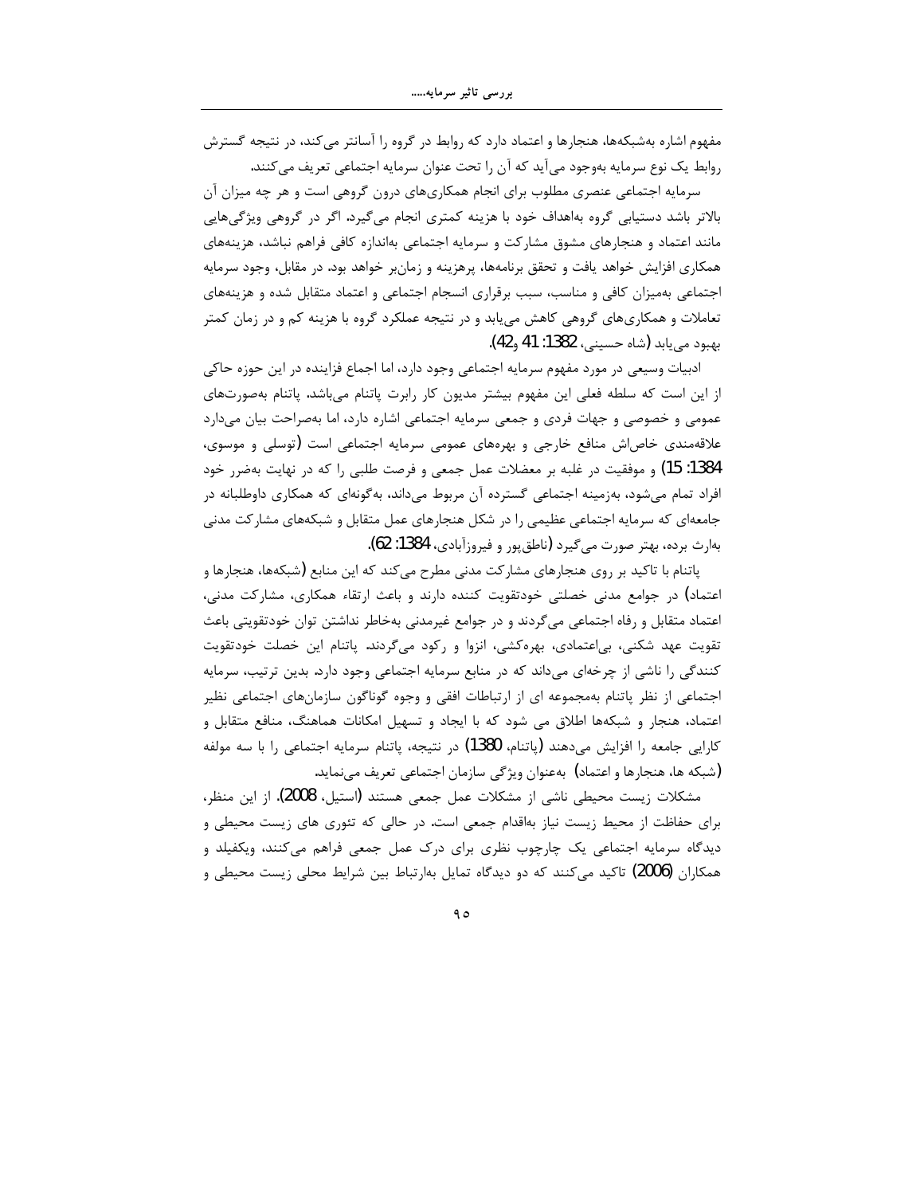مفهوم اشاره به‌شبکه‌ها، هنجارها و اعتماد دارد که روابط در گروه را آسانتر می‌کند، در نتیجه گسترش روابط یک نوع سرمایه به‌وجود می‌آید که آن را تحت عنوان سرمایه اجتماعی تعریف می‌کنند.

سرمایه اجتماعی عنصری مطلوب برای انجام همکاری‌های درون گروهی است و هر چه میزان آن بالاتر باشد دستیابی گروه به‌اهداف خود با هزینه کمتری انجام می‌گیرد. اگر در گروهی ویژگی‌هایی مانند اعتماد و هنجارهای مشوق مشارکت و سرمایه اجتماعی به‌اندازه کافی فراهم نباشد، هزینه‌های همکاری افزایش خواهد یافت و تحقق برنامه‌ها، پرهزینه و زمان‌بر خواهد بود. در مقابل، وجود سرمایه اجتماعی به‌میزان کافی و مناسب، سبب برقراری انسجام اجتماعی و اعتماد متقابل شده و هزینه‌های تعاملات و همکاری‌های گروهی کاهش می‌یابد و در نتیجه عملکرد گروه با هزینه کم و در زمان کمتر بهبود می‌یابد (شاه حسینی، 1382: 41 و42).

ادبیات وسیعی در مورد مفهوم سرمایه اجتماعی وجود دارد، اما اجماع فزاینده در این حوزه حاکی از این است که سلطه فعلی این مفهوم بیشتر مدیون کار رابرت پاتنام می‌باشد. پاتنام به‌صورت‌های عمومی و خصوصی و جهات فردی و جمعی سرمایه اجتماعی اشاره دارد، اما به‌صراحت بیان می‌دارد علاقه‌مندی خاص‌اش منافع خارجی و بهره‌های عمومی سرمایه اجتماعی است (توسلی و موسوی، 1384: 15) و موفقیت در غلبه بر معضلات عمل جمعی و فرصت طلبی را که در نهایت به‌ضرر خود افراد تمام می‌شود، به‌زمینه اجتماعی گسترده آن مربوط می‌داند، به‌گونه‌ای که همکاری داوطلبانه در جامعه‌ای که سرمایه اجتماعی عظیمی را در شکل هنجارهای عمل متقابل و شبکه‌های مشارکت مدنی به‌ارث برده، بهتر صورت می‌گیرد (ناطق‌پور و فیروزآبادی، 1384: 62).

پاتنام با تاکید بر روی هنجارهای مشارکت مدنی مطرح می‌کند که این منابع (شبکه‌ها، هنجارها و اعتماد) در جوامع مدنی خصلتی خودتقویت کننده دارند و باعث ارتقاء همکاری، مشارکت مدنی، اعتماد متقابل و رفاه اجتماعی می‌گردند و در جوامع غیرمدنی به‌خاطر نداشتن توان خودتقویتی باعث تقویت عهد شکنی، بی‌اعتمادی، بهره‌کشی، انزوا و رکود می‌گردند. پاتنام این خصلت خودتقویت کنندگی را ناشی از چرخه‌ای می‌داند که در منابع سرمایه اجتماعی وجود دارد. بدین ترتیب، سرمایه اجتماعی از نظر پاتنام به‌مجموعه ای از ارتباطات افقی و وجوه گوناگون سازمان‌های اجتماعی نظیر اعتماد، هنجار و شبکه‌ها اطلاق می شود که با ایجاد و تسهیل امکانات هماهنگ، منافع متقابل و کارایی جامعه را افزایش می‌دهند (پاتنام، 1380) در نتیجه، پاتنام سرمایه اجتماعی را با سه مولفه (شبکه ها، هنجارها و اعتماد) به‌عنوان ویژگی سازمان اجتماعی تعریف می‌نماید.

مشکلات زیست محیطی ناشی از مشکلات عمل جمعی هستند (استیل، 2008). از این منظر، برای حفاظت از محیط زیست نیاز به‌اقدام جمعی است. در حالی که تئوری های زیست محیطی و دیدگاه سرمایه اجتماعی یک چارچوب نظری برای درک عمل جمعی فراهم می‌کنند، ویکفیلد و همکاران (2006) تاکید می‌کنند که دو دیدگاه تمایل به‌ارتباط بین شرایط محلی زیست محیطی و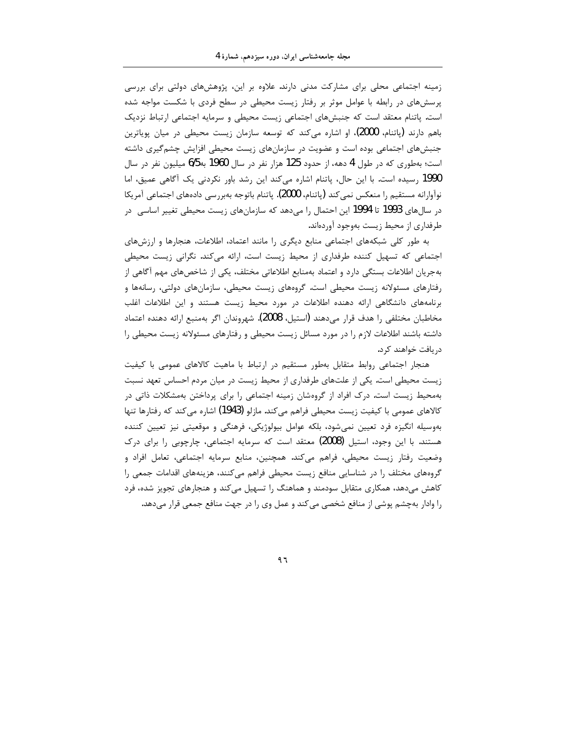زمینه اجتماعی محلی برای مشارکت مدنی دارند. علاوه بر این، پژوهش‌های دولتی برای بررسی پرسش‌های در رابطه با عوامل موثر بر رفتار زیست محیطی در سطح فردی با شکست مواجه شده است. پاتنام معتقد است که جنبش‌های اجتماعی زیست محیطی و سرمایه اجتماعی ارتباط نزدیک باهم دارند (پاتنام، 2000)، او اشاره می‌کند که توسعه سازمان زیست محیطی در میان پویاترین جنبش‌های اجتماعی بوده است و عضویت در سازمان‌های زیست محیطی افزایش چشم‌گیری داشته است؛ به‌طوری که در طول 4 دهه، از حدود 125 هزار نفر در سال 1960 به6/5 میلیون نفر در سال 1990 رسیده است. با این حال، پاتنام اشاره می‌کند این رشد باور نکردنی یک آگاهی عمیق، اما نوآوارانه مستقیم را منعکس نمی‌کند (پاتنام، 2000). پاتنام باتوجه به‌بررسی داده‌های اجتماعی آمریکا در سال‌های 1993 تا 1994 این احتمال را می‌دهد که سازمان‌های زیست محیطی تغییر اساسی در طرفداری از محیط زیست به‌وجود آورده‌اند.

به طور کلی شبکه‌های اجتماعی منابع دیگری را مانند اعتماد، اطلاعات، هنجارها و ارزش‌های اجتماعی که تسهیل کننده طرفداری از محیط زیست است، ارائه می‌کند. نگرانی زیست محیطی به‌جریان اطلاعات بستگی دارد و اعتماد به‌منابع اطلاعاتی مختلف، یکی از شاخص‌های مهم آگاهی از رفتارهای مسئولانه زیست محیطی است. گروه‌های زیست محیطی، سازمان‌های دولتی، رسانه‌ها و برنامه‌های دانشگاهی ارائه دهنده اطلاعات در مورد محیط زیست هستند و این اطلاعات اغلب مخاطبان مختلفی را هدف قرار می‌دهند (استیل، 2008). شهروندان اگر به‌منبع ارائه دهنده اعتماد داشته باشند اطلاعات لازم را در مورد مسائل زیست محیطی و رفتارهای مسئولانه زیست محیطی را دریافت خواهند کرد.

هنجار اجتماعی روابط متقابل به‌طور مستقیم در ارتباط با ماهیت کالاهای عمومی با کیفیت زیست محیطی است. یکی از علت‌های طرفداری از محیط زیست در میان مردم احساس تعهد نسبت به‌محیط زیست است. درک افراد از گروه‌شان زمینه اجتماعی را برای پرداختن به‌مشکلات ذاتی در کالاهای عمومی با کیفیت زیست محیطی فراهم می‌کند. مازلو (1943) اشاره می‌کند که رفتارها تنها به‌وسیله انگیزه فرد تعیین نمی‌شود، بلکه عوامل بیولوژیکی، فرهنگی و موقعیتی نیز تعیین کننده هستند. با این وجود، استیل (2008) معتقد است که سرمایه اجتماعی، چارچوبی را برای درک وضعیت رفتار زیست محیطی، فراهم می‌کند. همچنین، منابع سرمایه اجتماعی، تعامل افراد و گروه‌های مختلف را در شناسایی منافع زیست محیطی فراهم می‌کنند، هزینه‌های اقدامات جمعی را کاهش می‌دهد، همکاری متقابل سودمند و هماهنگ را تسهیل می‌کند و هنجارهای تجویز شده، فرد را وادار به‌چشم پوشی از منافع شخصی می‌کند و عمل وی را در جهت منافع جمعی قرار می‌دهد.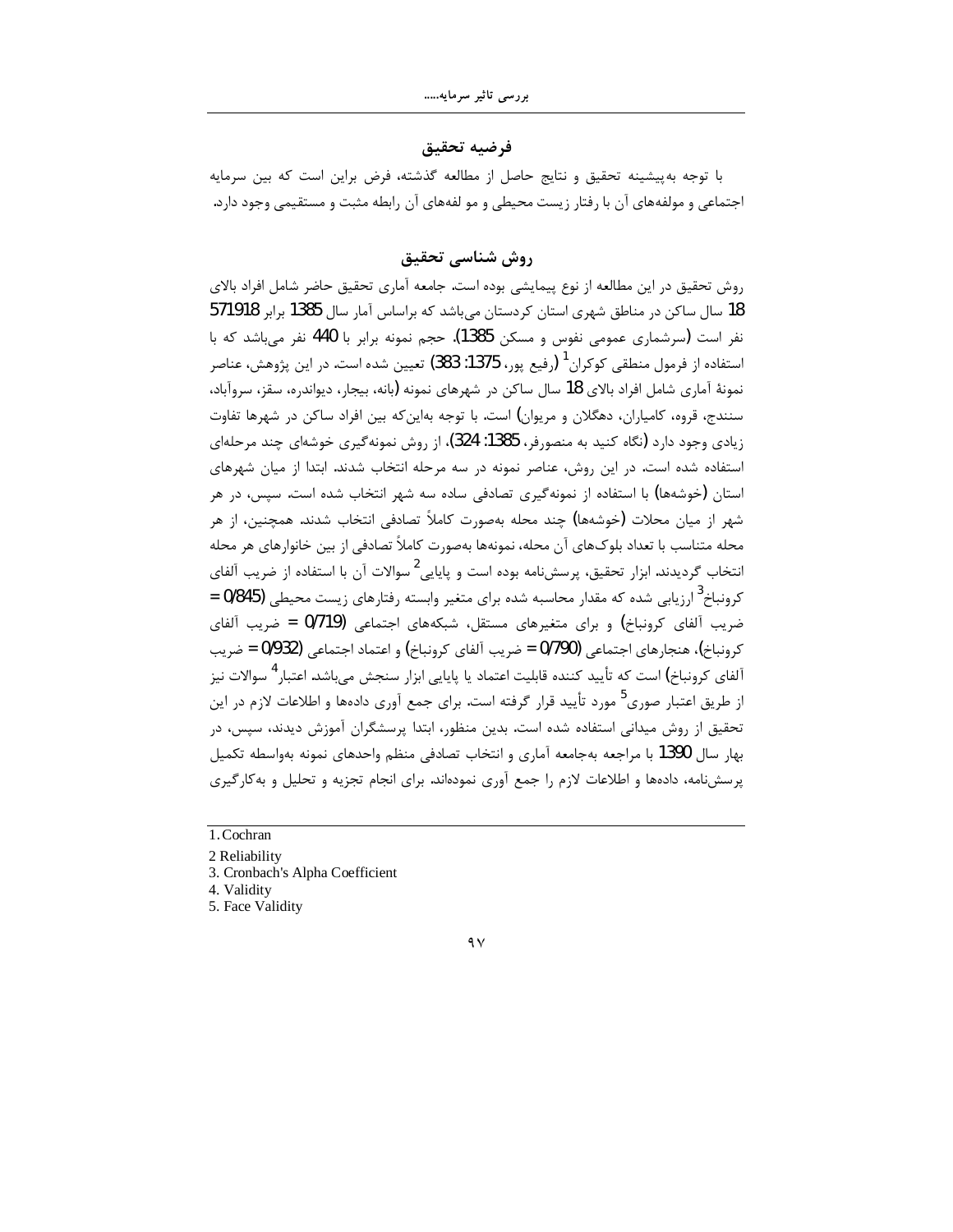## فرضیه تحقیق

با توجه به‌پیشینه تحقیق و نتایج حاصل از مطالعه گذشته، فرض براین است که بین سرمایه اجتماعی و مولفه‌های آن با رفتار زیست محیطی و مو لفه‌های آن رابطه مثبت و مستقیمی وجود دارد.

## روش شناسی تحقیق

روش تحقیق در این مطالعه از نوع پیمایشی بوده است. جامعه آماری تحقیق حاضر شامل افراد بالای 18 سال ساکن در مناطق شهری استان کردستان می‌باشد که براساس آمار سال 1385 برابر 571918 نفر است (سرشماری عمومی نفوس و مسکن 1385). حجم نمونه برابر با 440 نفر می‌باشد که با استفاده از فرمول منطقی کوکران[1] (رفیع پور، 1375: 383) تعیین شده است. در این پژوهش، عناصر نمونهٔ آماری شامل افراد بالای 18 سال ساکن در شهرهای نمونه (بانه، بیجار، دیواندره، سقز، سروآباد، سنندج، قروه، کامیاران، دهگلان و مریوان) است. با توجه به‌این‌که بین افراد ساکن در شهرها تفاوت زیادی وجود دارد (نگاه کنید به منصورفر، 1385: 324)، از روش نمونه‌گیری خوشه‌ای چند مرحله‌ای استفاده شده است. در این روش، عناصر نمونه در سه مرحله انتخاب شدند. ابتدا از میان شهرهای استان (خوشه‌ها) با استفاده از نمونه‌گیری تصادفی ساده سه شهر انتخاب شده است. سپس، در هر شهر از میان محلات (خوشه‌ها) چند محله به‌صورت کاملاً تصادفی انتخاب شدند. همچنین، از هر محله متناسب با تعداد بلوک‌های آن محله، نمونه‌ها به‌صورت کاملاً تصادفی از بین خانوارهای هر محله انتخاب گردیدند. ابزار تحقیق، پرسش‌نامه بوده است و پایایی[2] سوالات آن با استفاده از ضریب آلفای کرونباخ[3] ارزیابی شده که مقدار محاسبه شده برای متغیر وابسته رفتارهای زیست محیطی (0/845 = ضریب آلفای کرونباخ) و برای متغیرهای مستقل، شبکه‌های اجتماعی (0/719 = ضریب آلفای کرونباخ)، هنجارهای اجتماعی (0/790 = ضریب آلفای کرونباخ) و اعتماد اجتماعی (0/932 = ضریب آلفای کرونباخ) است که تأیید کننده قابلیت اعتماد یا پایایی ابزار سنجش می‌باشد. اعتبار[4] سوالات نیز از طریق اعتبار صوری[5] مورد تأیید قرار گرفته است. برای جمع آوری داده‌ها و اطلاعات لازم در این تحقیق از روش میدانی استفاده شده است. بدین منظور، ابتدا پرسشگران آموزش دیدند، سپس، در بهار سال 1390 با مراجعه به‌جامعه آماری و انتخاب تصادفی منظم واحدهای نمونه به‌واسطه تکمیل پرسش‌نامه، داده‌ها و اطلاعات لازم را جمع آوری نموده‌اند. برای انجام تجزیه و تحلیل و به‌کارگیری

---

1. Cochran
2 Reliability
3. Cronbach's Alpha Coefficient
4. Validity
5. Face Validity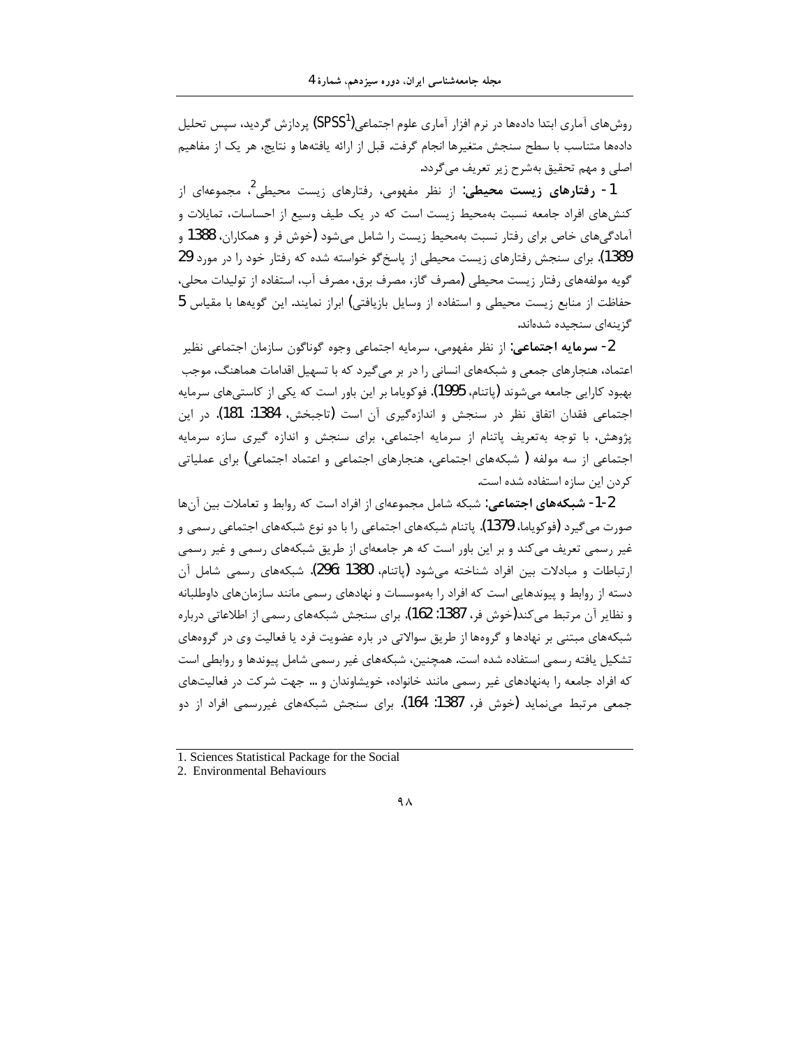روش‌های آماری ابتدا داده‌ها در نرم افزار آماری علوم اجتماعی(SPSS[1]) پردازش گردید، سپس تحلیل داده‌ها متناسب با سطح سنجش متغیرها انجام گرفت. قبل از ارائه یافته‌ها و نتایج، هر یک از مفاهیم اصلی و مهم تحقیق به‌شرح زیر تعریف می‌گردد.

1- **رفتارهای زیست محیطی:** از نظر مفهومی، رفتارهای زیست محیطی[2]، مجموعه‌ای از کنش‌های افراد جامعه نسبت به‌محیط زیست است که در یک طیف وسیع از احساسات، تمایلات و آمادگی‌های خاص برای رفتار نسبت به‌محیط زیست را شامل می‌شود (خوش فر و همکاران، 1388 و 1389). برای سنجش رفتارهای زیست محیطی از پاسخ‌گو خواسته شده که رفتار خود را در مورد 29 گویه مولفه‌های رفتار زیست محیطی (مصرف گاز، مصرف برق، مصرف آب، استفاده از تولیدات محلی، حفاظت از منابع زیست محیطی و استفاده از وسایل بازیافتی) ابراز نمایند. این گویه‌ها با مقیاس 5 گزینه‌ای سنجیده شده‌اند.

2- **سرمایه اجتماعی:** از نظر مفهومی، سرمایه اجتماعی وجوه گوناگون سازمان اجتماعی نظیر اعتماد، هنجارهای جمعی و شبکه‌های انسانی را در بر می‌گیرد که با تسهیل اقدامات هماهنگ، موجب بهبود کارایی جامعه می‌شوند (پاتنام، 1995). فوکویاما بر این باور است که یکی از کاستی‌های سرمایه اجتماعی فقدان اتفاق نظر در سنجش و اندازه‌گیری آن است (تاجبخش، 1384: 181). در این پژوهش، با توجه به‌تعریف پاتنام از سرمایه اجتماعی، برای سنجش و اندازه گیری سازه سرمایه اجتماعی از سه مولفه ( شبکه‌های اجتماعی، هنجارهای اجتماعی و اعتماد اجتماعی) برای عملیاتی کردن این سازه استفاده شده است.

2-1- **شبکه‌های اجتماعی:** شبکه شامل مجموعه‌ای از افراد است که روابط و تعاملات بین آن‌ها صورت می‌گیرد (فوکویاما، 1379). پاتنام شبکه‌های اجتماعی را با دو نوع شبکه‌های اجتماعی رسمی و غیر رسمی تعریف می‌کند و بر این باور است که هر جامعه‌ای از طریق شبکه‌های رسمی و غیر رسمی ارتباطات و مبادلات بین افراد شناخته می‌شود (پاتنام، 1380: 296). شبکه‌های رسمی شامل آن دسته از روابط و پیوندهایی است که افراد را به‌موسسات و نهادهای رسمی مانند سازمان‌های داوطلبانه و نظایر آن مرتبط می‌کند(خوش فر، 1387: 162). برای سنجش شبکه‌های رسمی از اطلاعاتی درباره شبکه‌های مبتنی بر نهادها و گروه‌ها از طریق سوالاتی در باره عضویت فرد یا فعالیت وی در گروه‌های تشکیل یافته رسمی استفاده شده است. همچنین، شبکه‌های غیر رسمی شامل پیوندها و روابطی است که افراد جامعه را به‌نهادهای غیر رسمی مانند خانواده، خویشاوندان و ... جهت شرکت در فعالیت‌های جمعی مرتبط می‌نماید (خوش فر، 1387: 164). برای سنجش شبکه‌های غیررسمی افراد از دو

---

1. Sciences Statistical Package for the Social
2. Environmental Behaviours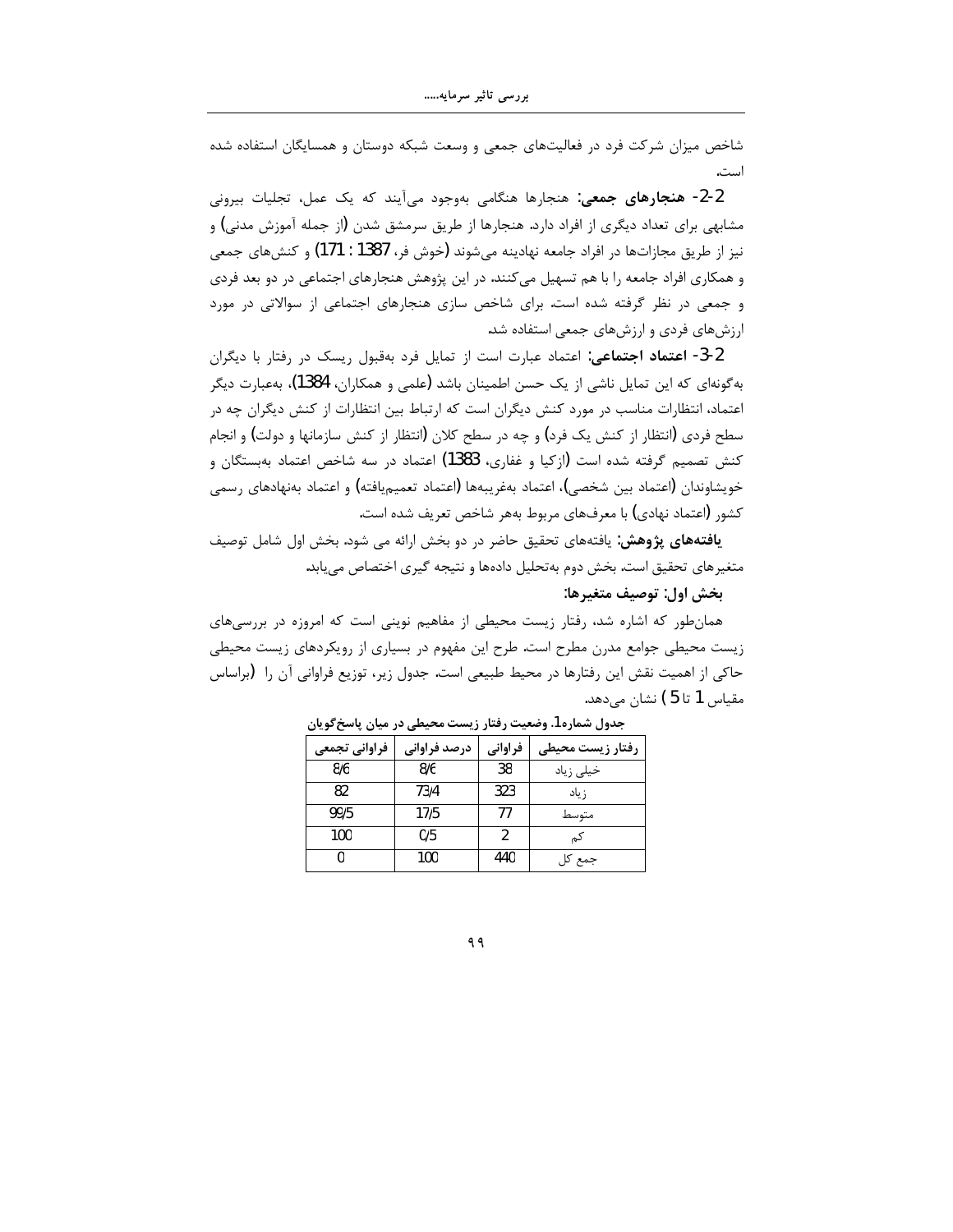شاخص میزان شرکت فرد در فعالیت‌های جمعی و وسعت شبکه دوستان و همسایگان استفاده شده است.

**2-2- هنجارهای جمعی:** هنجارها هنگامی به‌وجود می‌آیند که یک عمل، تجلیات بیرونی مشابهی برای تعداد دیگری از افراد دارد. هنجارها از طریق سرمشق شدن (از جمله آموزش مدنی) و نیز از طریق مجازات‌ها در افراد جامعه نهادینه می‌شوند (خوش فر، 1387 : 171) و کنش‌های جمعی و همکاری افراد جامعه را با هم تسهیل می‌کنند. در این پژوهش هنجارهای اجتماعی در دو بعد فردی و جمعی در نظر گرفته شده است. برای شاخص سازی هنجارهای اجتماعی از سوالاتی در مورد ارزش‌های فردی و ارزش‌های جمعی استفاده شد.

**2-3- اعتماد اجتماعی:** اعتماد عبارت است از تمایل فرد به‌قبول ریسک در رفتار با دیگران به‌گونه‌ای که این تمایل ناشی از یک حسن اطمینان باشد (علمی و همکاران، 1384)، به‌عبارت دیگر اعتماد، انتظارات مناسب در مورد کنش دیگران است که ارتباط بین انتظارات از کنش دیگران چه در سطح فردی (انتظار از کنش یک فرد) و چه در سطح کلان (انتظار از کنش سازمانها و دولت) و انجام کنش تصمیم گرفته شده است (ازکیا و غفاری، 1383) اعتماد در سه شاخص اعتماد به‌بستگان و خویشاوندان (اعتماد بین شخصی)، اعتماد به‌غریبه‌ها (اعتماد تعمیم‌یافته) و اعتماد به‌نهادهای رسمی کشور (اعتماد نهادی) با معرف‌های مربوط به‌هر شاخص تعریف شده است.

**یافته‌های پژوهش:** یافته‌های تحقیق حاضر در دو بخش ارائه می شود. بخش اول شامل توصیف متغیرهای تحقیق است. بخش دوم به‌تحلیل داده‌ها و نتیجه گیری اختصاص می‌یابد.

**بخش اول: توصیف متغیرها:**

همان‌طور که اشاره شد، رفتار زیست محیطی از مفاهیم نوینی است که امروزه در بررسی‌های زیست محیطی جوامع مدرن مطرح است. طرح این مفهوم در بسیاری از رویکردهای زیست محیطی حاکی از اهمیت نقش این رفتارها در محیط طبیعی است. جدول زیر، توزیع فراوانی آن را (براساس مقیاس 1 تا 5) نشان می‌دهد.

**جدول شماره1. وضعیت رفتار زیست محیطی در میان پاسخگویان**

| رفتار زیست محیطی | فراوانی | درصد فراوانی | فراوانی تجمعی |
|---|---|---|---|
| خیلی زیاد | 38 | 8/6 | 8/6 |
| زیاد | 323 | 73/4 | 82 |
| متوسط | 77 | 17/5 | 99/5 |
| کم | 2 | 0/5 | 100 |
| جمع کل | 440 | 100 | 0 |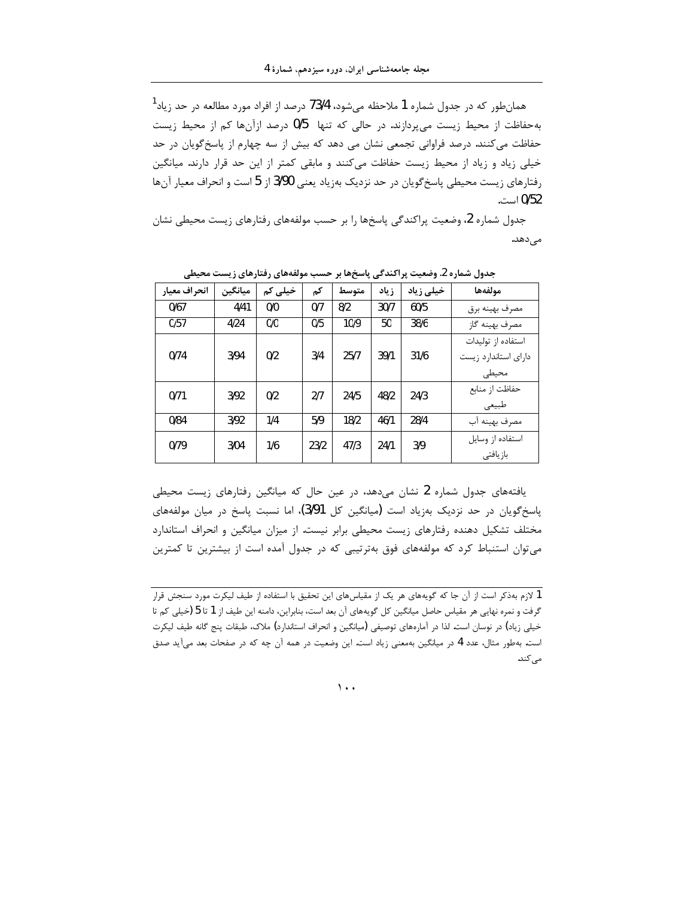همان‌طور که در جدول شماره 1 ملاحظه می‌شود، 73/4 درصد از افراد مورد مطالعه در حد زیاد[1] به‌حفاظت از محیط زیست می‌پردازند. در حالی که تنها 0/5 درصد ازآن‌ها کم از محیط زیست حفاظت می‌کنند. درصد فراوانی تجمعی نشان می دهد که بیش از سه چهارم از پاسخ‌گویان در حد خیلی زیاد و زیاد از محیط زیست حفاظت می‌کنند و مابقی کمتر از این حد قرار دارند. میانگین رفتارهای زیست محیطی پاسخ‌گویان در حد نزدیک به‌زیاد یعنی 3/90 از 5 است و انحراف معیار آن‌ها 0/52 است.

جدول شماره 2، وضعیت پراکندگی پاسخ‌ها را بر حسب مولفه‌های رفتارهای زیست محیطی نشان می‌دهد.

**جدول شماره 2. وضعیت پراکندگی پاسخ‌ها بر حسب مولفه‌های رفتارهای زیست محیطی**

| مولفه‌ها | خیلی زیاد | زیاد | متوسط | کم | خیلی کم | میانگین | انحراف معیار |
|---|---|---|---|---|---|---|---|
| مصرف بهینه برق | 60/5 | 30/7 | 8/2 | 0/7 | 0/0 | 4/41 | 0/67 |
| مصرف بهینه گاز | 38/6 | 50 | 10/9 | 0/5 | 0/0 | 4/24 | 0/57 |
| استفاده از تولیدات دارای استاندارد زیست محیطی | 31/6 | 39/1 | 25/7 | 3/4 | 0/2 | 3/94 | 0/74 |
| حفاظت از منابع طبیعی | 24/3 | 48/2 | 24/5 | 2/7 | 0/2 | 3/92 | 0/71 |
| مصرف بهینه آب | 28/4 | 46/1 | 18/2 | 5/9 | 1/4 | 3/92 | 0/84 |
| استفاده از وسایل بازیافتی | 3/9 | 24/1 | 47/3 | 23/2 | 1/6 | 3/04 | 0/79 |

یافته‌های جدول شماره 2 نشان می‌دهد، در عین حال که میانگین رفتارهای زیست محیطی پاسخ‌گویان در حد نزدیک به‌زیاد است (میانگین کل 3/91)، اما نسبت پاسخ در میان مولفه‌های مختلف تشکیل دهنده رفتارهای زیست محیطی برابر نیست. از میزان میانگین و انحراف استاندارد می‌توان استنباط کرد که مولفه‌های فوق به‌ترتیبی که در جدول آمده است از بیشترین تا کمترین

---

1 لازم به‌ذکر است از آن جا که گویه‌های هر یک از مقیاس‌های این تحقیق با استفاده از طیف لیکرت مورد سنجش قرار گرفت و نمره نهایی هر مقیاس حاصل میانگین کل گویه‌های آن بعد است، بنابراین، دامنه این طیف از 1 تا 5 (خیلی کم تا خیلی زیاد) در نوسان است. لذا در آماره‌های توصیفی (میانگین و انحراف استاندارد) ملاک، طبقات پنج گانه طیف لیکرت است. به‌طور مثال، عدد 4 در میانگین به‌معنی زیاد است. این وضعیت در همه آن چه که در صفحات بعد می‌آید صدق می‌کند.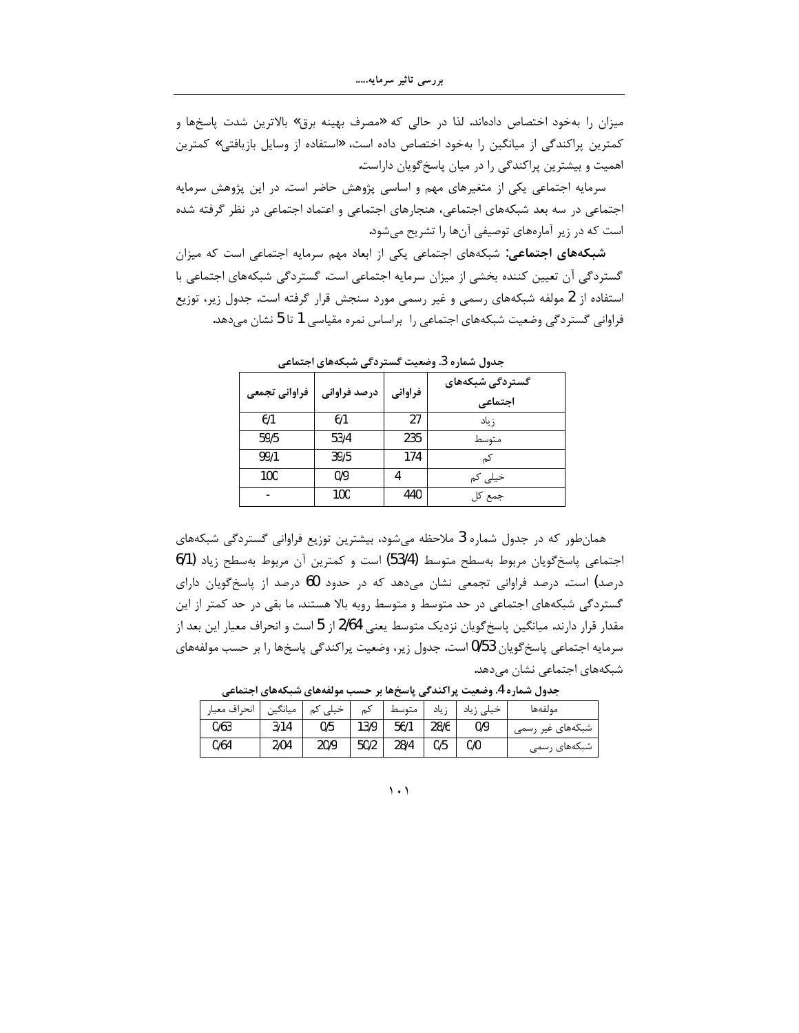میزان را به‌خود اختصاص داده‌اند. لذا در حالی که «مصرف بهینه برق» بالاترین شدت پاسخ‌ها و کمترین پراکندگی از میانگین را به‌خود اختصاص داده است، «استفاده از وسایل بازیافتی» کمترین اهمیت و بیشترین پراکندگی را در میان پاسخ‌گویان داراست.

سرمایه اجتماعی یکی از متغیرهای مهم و اساسی پژوهش حاضر است. در این پژوهش سرمایه اجتماعی در سه بعد شبکه‌های اجتماعی، هنجارهای اجتماعی و اعتماد اجتماعی در نظر گرفته شده است که در زیر آماره‌های توصیفی آن‌ها را تشریح می‌شود.

**شبکه‌های اجتماعی:** شبکه‌های اجتماعی یکی از ابعاد مهم سرمایه اجتماعی است که میزان گستردگی آن تعیین کننده بخشی از میزان سرمایه اجتماعی است. گستردگی شبکه‌های اجتماعی با استفاده از 2 مولفه شبکه‌های رسمی و غیر رسمی مورد سنجش قرار گرفته است. جدول زیر، توزیع فراوانی گستردگی وضعیت شبکه‌های اجتماعی را براساس نمره مقیاسی 1 تا 5 نشان می‌دهد.

**جدول شماره 3. وضعیت گستردگی شبکه‌های اجتماعی**

| گستردگی شبکه‌های اجتماعی | فراوانی | درصد فراوانی | فراوانی تجمعی |
|---|---|---|---|
| زیاد | 27 | 6/1 | 6/1 |
| متوسط | 235 | 53/4 | 59/5 |
| کم | 174 | 39/5 | 99/1 |
| خیلی کم | 4 | 0/9 | 100 |
| جمع کل | 440 | 100 | - |

همان‌طور که در جدول شماره 3 ملاحظه می‌شود، بیشترین توزیع فراوانی گستردگی شبکه‌های اجتماعی پاسخ‌گویان مربوط به‌سطح متوسط (53/4) است و کمترین آن مربوط به‌سطح زیاد (6/1 درصد) است. درصد فراوانی تجمعی نشان می‌دهد که در حدود 60 درصد از پاسخ‌گویان دارای گستردگی شبکه‌های اجتماعی در حد متوسط و متوسط روبه بالا هستند. ما بقی در حد کمتر از این مقدار قرار دارند. میانگین پاسخ‌گویان نزدیک متوسط یعنی 2/64 از 5 است و انحراف معیار این بعد از سرمایه اجتماعی پاسخ‌گویان 0/53 است. جدول زیر، وضعیت پراکندگی پاسخ‌ها را بر حسب مولفه‌های شبکه‌های اجتماعی نشان می‌دهد.

**جدول شماره 4. وضعیت پراکندگی پاسخ‌ها بر حسب مولفه‌های شبکه‌های اجتماعی**

| مولفه‌ها | خیلی زیاد | زیاد | متوسط | کم | خیلی کم | میانگین | انحراف معیار |
|---|---|---|---|---|---|---|---|
| شبکه‌های غیر رسمی | 0/9 | 28/6 | 56/1 | 13/9 | 0/5 | 3/14 | 0/63 |
| شبکه‌های رسمی | 0/0 | 0/5 | 28/4 | 50/2 | 20/9 | 2/04 | 0/64 |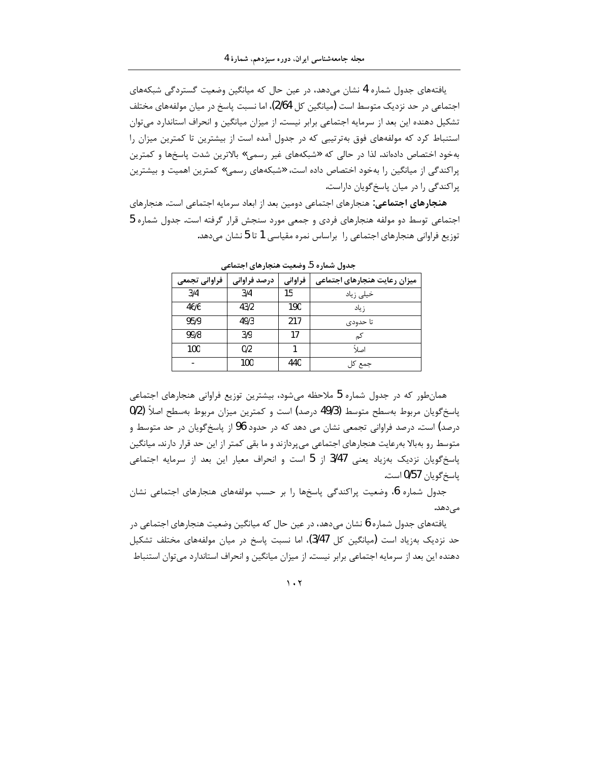یافته‌های جدول شماره 4 نشان می‌دهد، در عین حال که میانگین وضعیت گستردگی شبکه‌های اجتماعی در حد نزدیک متوسط است (میانگین کل 2/64)، اما نسبت پاسخ در میان مولفه‌های مختلف تشکیل دهنده این بعد از سرمایه اجتماعی برابر نیست. از میزان میانگین و انحراف استاندارد می‌توان استنباط کرد که مولفه‌های فوق به‌ترتیبی که در جدول آمده است از بیشترین تا کمترین میزان را به‌خود اختصاص داده‌اند. لذا در حالی که «شبکه‌های غیر رسمی» بالاترین شدت پاسخ‌ها و کمترین پراکندگی از میانگین را به‌خود اختصاص داده است، «شبکه‌های رسمی» کمترین اهمیت و بیشترین پراکندگی را در میان پاسخ‌گویان داراست.

**هنجارهای اجتماعی:** هنجارهای اجتماعی دومین بعد از ابعاد سرمایه اجتماعی است. هنجارهای اجتماعی توسط دو مولفه هنجارهای فردی و جمعی مورد سنجش قرار گرفته است. جدول شماره 5 توزیع فراوانی هنجارهای اجتماعی را براساس نمره مقیاسی 1 تا 5 نشان می‌دهد.

جدول شماره 5. وضعیت هنجارهای اجتماعی

| میزان رعایت هنجارهای اجتماعی | فراوانی | درصد فراوانی | فراوانی تجمعی |
|---|---|---|---|
| خیلی زیاد | 15 | 3/4 | 3/4 |
| زیاد | 190 | 43/2 | 46/6 |
| تا حدودی | 217 | 49/3 | 95/9 |
| کم | 17 | 3/9 | 99/8 |
| اصلاً | 1 | 0/2 | 100 |
| جمع کل | 440 | 100 | - |

همان‌طور که در جدول شماره 5 ملاحظه می‌شود، بیشترین توزیع فراوانی هنجارهای اجتماعی پاسخ‌گویان مربوط به‌سطح متوسط (49/3 درصد) است و کمترین میزان مربوط به‌سطح اصلاً (0/2 درصد) است. درصد فراوانی تجمعی نشان می دهد که در حدود 96 از پاسخ‌گویان در حد متوسط و متوسط رو به‌بالا به‌رعایت هنجارهای اجتماعی می‌پردازند و ما بقی کمتر از این حد قرار دارند. میانگین پاسخ‌گویان نزدیک به‌زیاد یعنی 3/47 از 5 است و انحراف معیار این بعد از سرمایه اجتماعی پاسخ‌گویان 0/57 است.

جدول شماره 6، وضعیت پراکندگی پاسخ‌ها را بر حسب مولفه‌های هنجارهای اجتماعی نشان می‌دهد.

یافته‌های جدول شماره 6 نشان می‌دهد، در عین حال که میانگین وضعیت هنجارهای اجتماعی در حد نزدیک به‌زیاد است (میانگین کل 3/47)، اما نسبت پاسخ در میان مولفه‌های مختلف تشکیل دهنده این بعد از سرمایه اجتماعی برابر نیست. از میزان میانگین و انحراف استاندارد می‌توان استنباط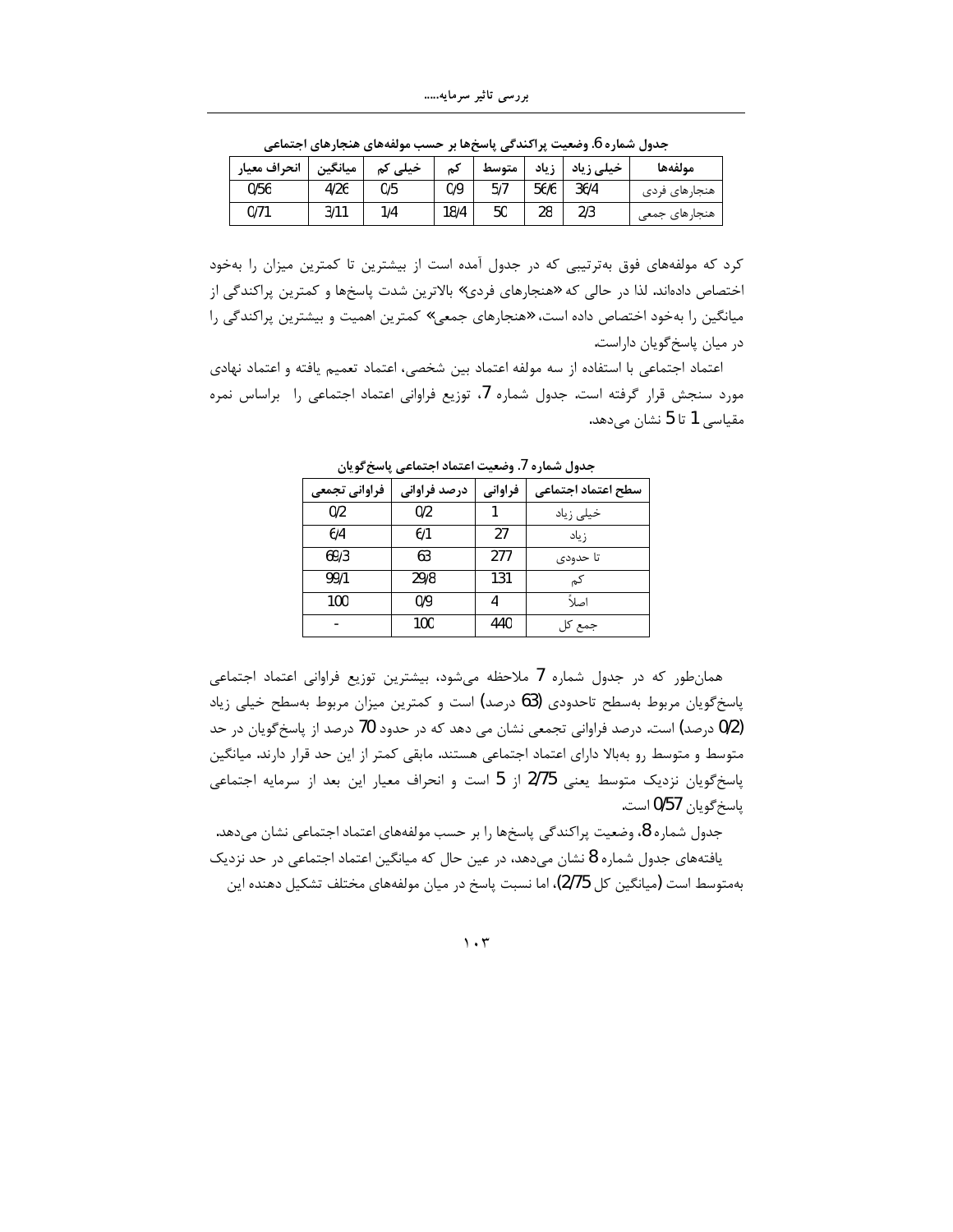جدول شماره 6. وضعیت پراکندگی پاسخ‌ها بر حسب مولفه‌های هنجارهای اجتماعی

| مولفه‌ها | خیلی زیاد | زیاد | متوسط | کم | خیلی کم | میانگین | انحراف معیار |
|---|---|---|---|---|---|---|---|
| هنجارهای فردی | 36/4 | 56/6 | 5/7 | 0/9 | 0/5 | 4/26 | 0/56 |
| هنجارهای جمعی | 2/3 | 28 | 50 | 18/4 | 1/4 | 3/11 | 0/71 |

کرد که مولفه‌های فوق به‌ترتیبی که در جدول آمده است از بیشترین تا کمترین میزان را به‌خود اختصاص داده‌اند. لذا در حالی که «هنجارهای فردی» بالاترین شدت پاسخ‌ها و کمترین پراکندگی از میانگین را به‌خود اختصاص داده است، «هنجارهای جمعی» کمترین اهمیت و بیشترین پراکندگی را در میان پاسخ‌گویان داراست.

اعتماد اجتماعی با استفاده از سه مولفه اعتماد بین شخصی، اعتماد تعمیم یافته و اعتماد نهادی مورد سنجش قرار گرفته است. جدول شماره 7، توزیع فراوانی اعتماد اجتماعی را براساس نمره مقیاسی 1 تا 5 نشان می‌دهد.

جدول شماره 7. وضعیت اعتماد اجتماعی پاسخ‌گویان

| سطح اعتماد اجتماعی | فراوانی | درصد فراوانی | فراوانی تجمعی |
|---|---|---|---|
| خیلی زیاد | 1 | 0/2 | 0/2 |
| زیاد | 27 | 6/1 | 6/4 |
| تا حدودی | 277 | 63 | 69/3 |
| کم | 131 | 29/8 | 99/1 |
| اصلاً | 4 | 0/9 | 100 |
| جمع کل | 440 | 100 | - |

همان‌طور که در جدول شماره 7 ملاحظه می‌شود، بیشترین توزیع فراوانی اعتماد اجتماعی پاسخ‌گویان مربوط به‌سطح تاحدودی (63 درصد) است و کمترین میزان مربوط به‌سطح خیلی زیاد (0/2 درصد) است. درصد فراوانی تجمعی نشان می دهد که در حدود 70 درصد از پاسخ‌گویان در حد متوسط و متوسط رو به‌بالا دارای اعتماد اجتماعی هستند. مابقی کمتر از این حد قرار دارند. میانگین پاسخ‌گویان نزدیک متوسط یعنی 2/75 از 5 است و انحراف معیار این بعد از سرمایه اجتماعی پاسخ‌گویان 0/57 است.

جدول شماره 8، وضعیت پراکندگی پاسخ‌ها را بر حسب مولفه‌های اعتماد اجتماعی نشان می‌دهد.

یافته‌های جدول شماره 8 نشان می‌دهد، در عین حال که میانگین اعتماد اجتماعی در حد نزدیک به‌متوسط است (میانگین کل 2/75)، اما نسبت پاسخ در میان مولفه‌های مختلف تشکیل دهنده این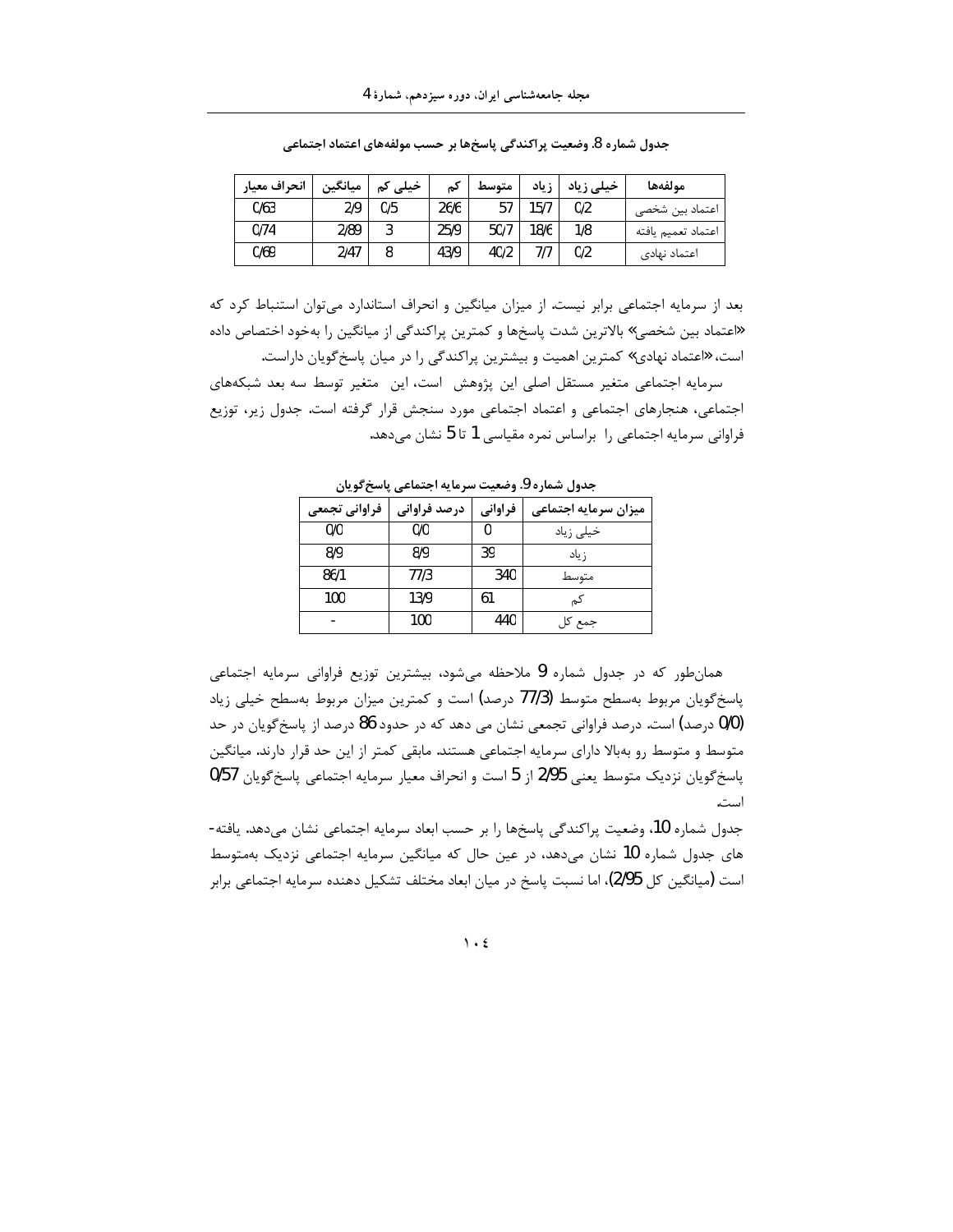جدول شماره 8. وضعیت پراکندگی پاسخ‌ها بر حسب مولفه‌های اعتماد اجتماعی

| مولفه‌ها | خیلی زیاد | زیاد | متوسط | کم | خیلی کم | میانگین | انحراف معیار |
|---|---|---|---|---|---|---|---|
| اعتماد بین شخصی | 0/2 | 15/7 | 57 | 26/6 | 0/5 | 2/9 | 0/63 |
| اعتماد تعمیم یافته | 1/8 | 18/6 | 50/7 | 25/9 | 3 | 2/89 | 0/74 |
| اعتماد نهادی | 0/2 | 7/7 | 40/2 | 43/9 | 8 | 2/47 | 0/69 |

بعد از سرمایه اجتماعی برابر نیست. از میزان میانگین و انحراف استاندارد می‌توان استنباط کرد که «اعتماد بین شخصی» بالاترین شدت پاسخ‌ها و کمترین پراکندگی از میانگین را به‌خود اختصاص داده است، «اعتماد نهادی» کمترین اهمیت و بیشترین پراکندگی را در میان پاسخ‌گویان داراست.

سرمایه اجتماعی متغیر مستقل اصلی این پژوهش است، این متغیر توسط سه بعد شبکه‌های اجتماعی، هنجارهای اجتماعی و اعتماد اجتماعی مورد سنجش قرار گرفته است. جدول زیر، توزیع فراوانی سرمایه اجتماعی را براساس نمره مقیاسی 1 تا 5 نشان می‌دهد.

جدول شماره 9. وضعیت سرمایه اجتماعی پاسخ‌گویان

| میزان سرمایه اجتماعی | فراوانی | درصد فراوانی | فراوانی تجمعی |
|---|---|---|---|
| خیلی زیاد | 0 | 0/0 | 0/0 |
| زیاد | 39 | 8/9 | 8/9 |
| متوسط | 340 | 77/3 | 86/1 |
| کم | 61 | 13/9 | 100 |
| جمع کل | 440 | 100 | - |

همان‌طور که در جدول شماره 9 ملاحظه می‌شود، بیشترین توزیع فراوانی سرمایه اجتماعی پاسخ‌گویان مربوط به‌سطح متوسط (77/3 درصد) است و کمترین میزان مربوط به‌سطح خیلی زیاد (0/0 درصد) است. درصد فراوانی تجمعی نشان می دهد که در حدود 86 درصد از پاسخ‌گویان در حد متوسط و متوسط رو به‌بالا دارای سرمایه اجتماعی هستند. مابقی کمتر از این حد قرار دارند. میانگین پاسخ‌گویان نزدیک متوسط یعنی 2/95 از 5 است و انحراف معیار سرمایه اجتماعی پاسخ‌گویان 0/57 است.

جدول شماره 10، وضعیت پراکندگی پاسخ‌ها را بر حسب ابعاد سرمایه اجتماعی نشان می‌دهد. یافته‌های جدول شماره 10 نشان می‌دهد، در عین حال که میانگین سرمایه اجتماعی نزدیک به‌متوسط است (میانگین کل 2/95)، اما نسبت پاسخ در میان ابعاد مختلف تشکیل دهنده سرمایه اجتماعی برابر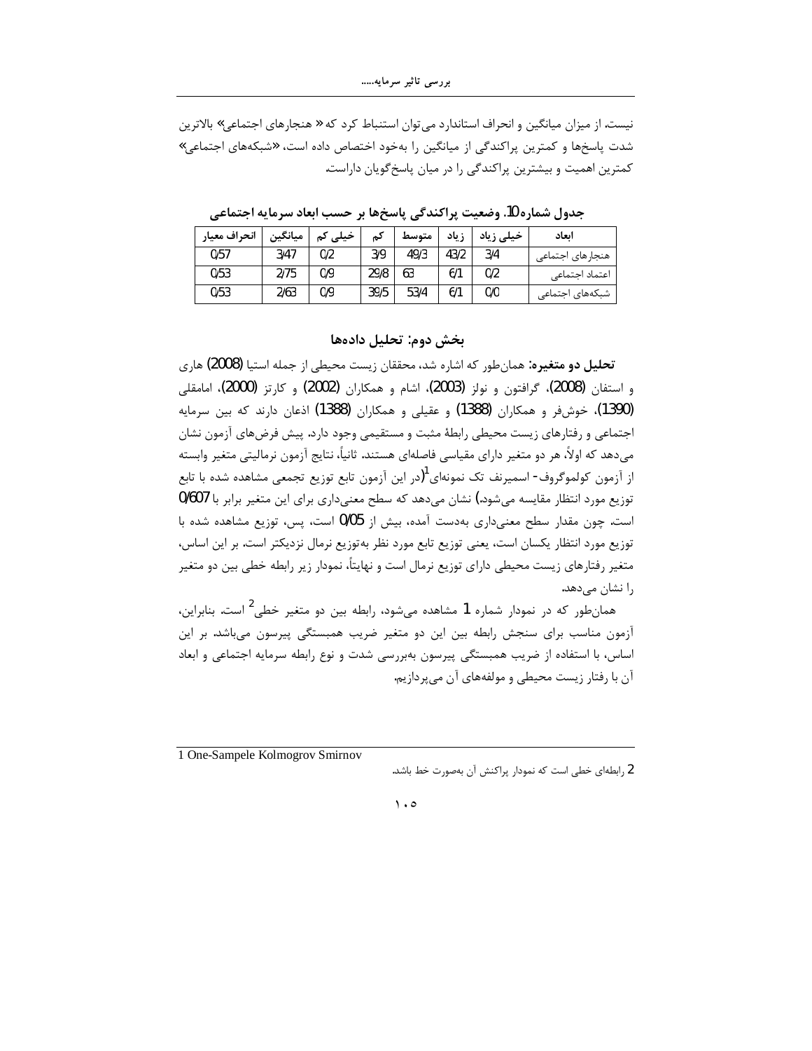نیست. از میزان میانگین و انحراف استاندارد می‌توان استنباط کرد که« هنجارهای اجتماعی» بالاترین شدت پاسخ‌ها و کمترین پراکندگی از میانگین را به‌خود اختصاص داده است، «شبکه‌های اجتماعی» کمترین اهمیت و بیشترین پراکندگی را در میان پاسخ‌گویان داراست.

**جدول شماره10. وضعیت پراکندگی پاسخ‌ها بر حسب ابعاد سرمایه اجتماعی**

| ابعاد | خیلی زیاد | زیاد | متوسط | کم | خیلی کم | میانگین | انحراف معیار |
|---|---|---|---|---|---|---|---|
| هنجارهای اجتماعی | 3/4 | 43/2 | 49/3 | 3/9 | 0/2 | 3/47 | 0/57 |
| اعتماد اجتماعی | 0/2 | 6/1 | 63 | 29/8 | 0/9 | 2/75 | 0/53 |
| شبکه‌های اجتماعی | 0/0 | 6/1 | 53/4 | 39/5 | 0/9 | 2/63 | 0/53 |

## بخش دوم: تحلیل داده‌ها

**تحلیل دو متغیره:** همان‌طور که اشاره شد، محققان زیست محیطی از جمله استیا (2008) هاری و استفان (2008)، گرافتون و نولز (2003)، اشام و همکاران (2002) و کارتز (2000)، امامقلی (1390)، خوش‌فر و همکاران (1388) و عقیلی و همکاران (1388) اذعان دارند که بین سرمایه اجتماعی و رفتارهای زیست محیطی رابطهٔ مثبت و مستقیمی وجود دارد. پیش فرض‌های آزمون نشان می‌دهد که اولاً، هر دو متغیر دارای مقیاسی فاصله‌ای هستند. ثانیاً، نتایج آزمون نرمالیتی متغیر وابسته از آزمون کولموگروف- اسمیرنف تک نمونه‌ای[1](در این آزمون تابع توزیع تجمعی مشاهده شده با تابع توزیع مورد انتظار مقایسه می‌شود.) نشان می‌دهد که سطح معنی‌داری برای این متغیر برابر با 0/607 است. چون مقدار سطح معنی‌داری به‌دست آمده، بیش از 0/05 است، پس، توزیع مشاهده شده با توزیع مورد انتظار یکسان است، یعنی توزیع تابع مورد نظر به‌توزیع نرمال نزدیکتر است. بر این اساس، متغیر رفتارهای زیست محیطی دارای توزیع نرمال است و نهایتاً، نمودار زیر رابطه خطی بین دو متغیر را نشان می‌دهد.

همان‌طور که در نمودار شماره 1 مشاهده می‌شود، رابطه بین دو متغیر خطی[2] است. بنابراین، آزمون مناسب برای سنجش رابطه بین این دو متغیر ضریب همبستگی پیرسون می‌باشد. بر این اساس، با استفاده از ضریب همبستگی پیرسون به‌بررسی شدت و نوع رابطه سرمایه اجتماعی و ابعاد آن با رفتار زیست محیطی و مولفه‌های آن می‌پردازیم.

---

1 One-Sampele Kolmogrov Smirnov

2 رابطه‌ای خطی است که نمودار پراکنش آن به‌صورت خط باشد.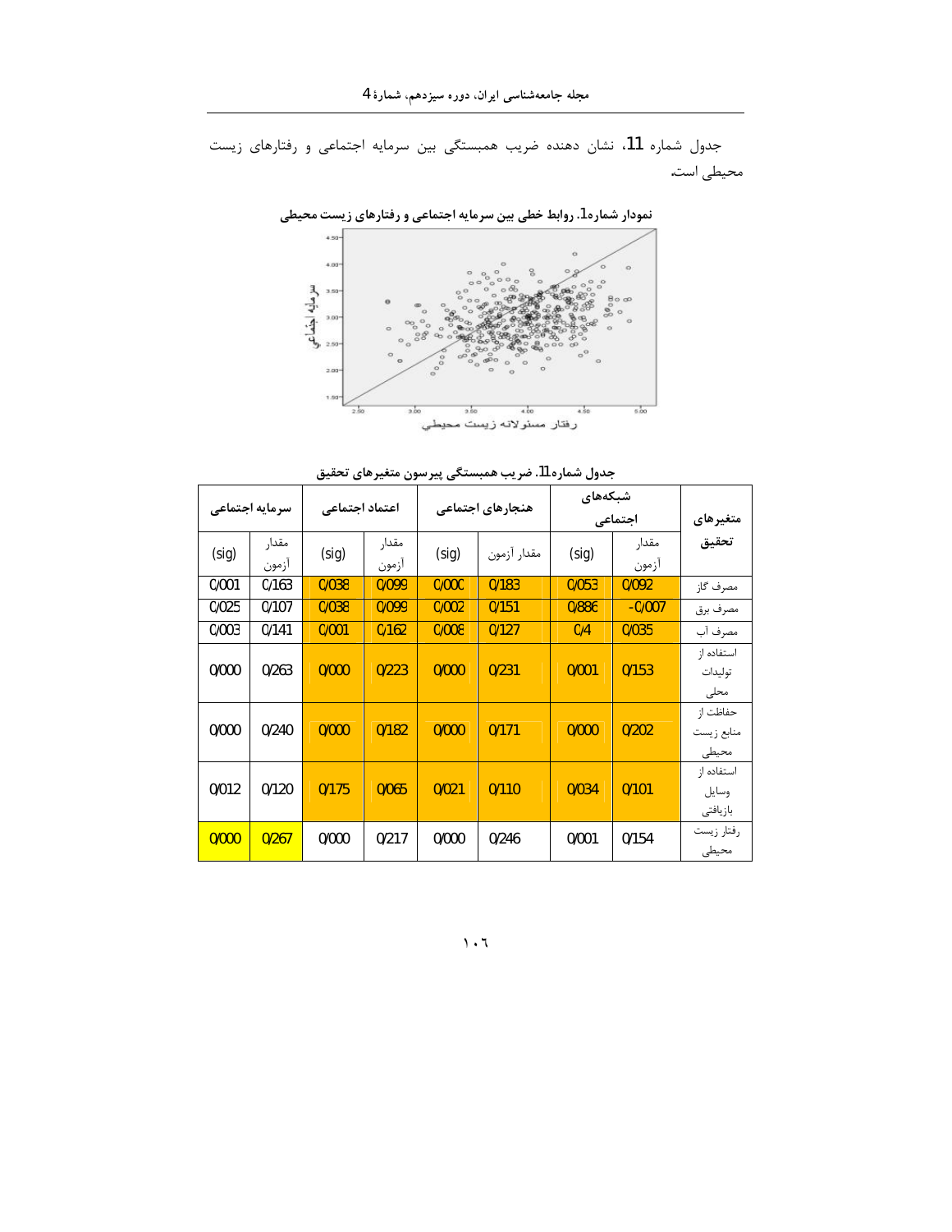جدول شماره 11، نشان دهنده ضریب همبستگی بین سرمایه اجتماعی و رفتارهای زیست محیطی است.

**نمودار شماره1. روابط خطی بین سرمایه اجتماعی و رفتارهای زیست محیطی**

**جدول شماره11. ضریب همبستگی پیرسون متغیرهای تحقیق**

| متغیرهای تحقیق | شبکه‌های اجتماعی | | هنجارهای اجتماعی | | اعتماد اجتماعی | | سرمایه اجتماعی | |
|---|---|---|---|---|---|---|---|---|
| | مقدار آزمون | (sig) | مقدار آزمون | (sig) | مقدار آزمون | (sig) | مقدار آزمون | (sig) |
| مصرف گاز | 0/092 | 0/053 | 0/183 | 0/000 | 0/099 | 0/038 | 0/163 | 0/001 |
| مصرف برق | -0/007 | 0/886 | 0/151 | 0/002 | 0/099 | 0/038 | 0/107 | 0/025 |
| مصرف آب | 0/035 | 0/4 | 0/127 | 0/008 | 0/162 | 0/001 | 0/141 | 0/003 |
| استفاده از تولیدات محلی | 0/153 | 0/001 | 0/231 | 0/000 | 0/223 | 0/000 | 0/263 | 0/000 |
| حفاظت از منابع زیست محیطی | 0/202 | 0/000 | 0/171 | 0/000 | 0/182 | 0/000 | 0/240 | 0/000 |
| استفاده از وسایل بازیافتی | 0/101 | 0/034 | 0/110 | 0/021 | 0/065 | 0/175 | 0/120 | 0/012 |
| رفتار زیست محیطی | 0/154 | 0/001 | 0/246 | 0/000 | 0/217 | 0/000 | 0/267 | 0/000 |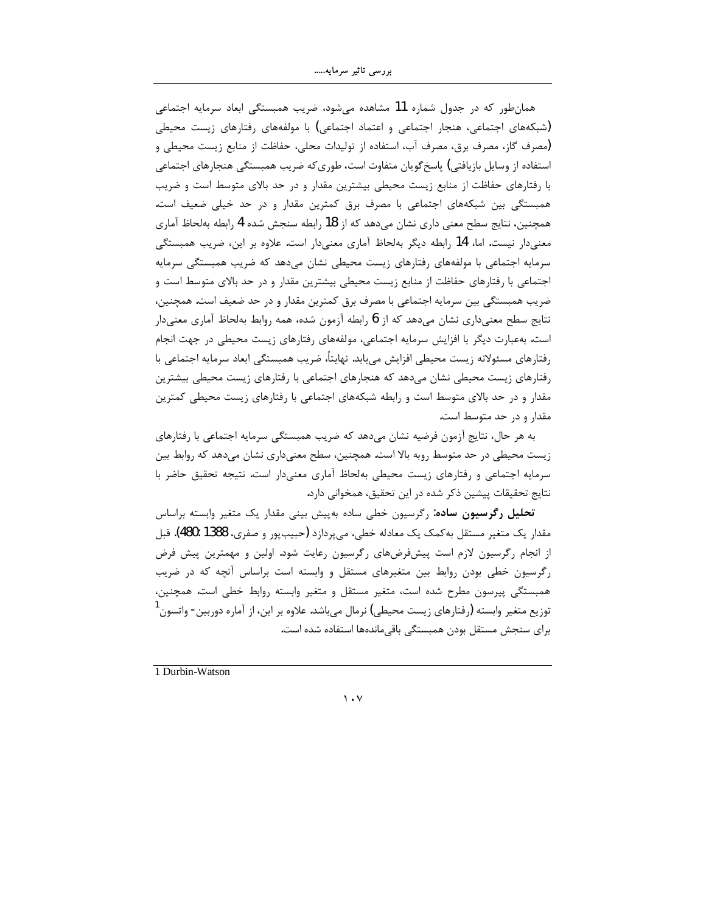همان‌طور که در جدول شماره 11 مشاهده می‌شود، ضریب همبستگی ابعاد سرمایه اجتماعی (شبکه‌های اجتماعی، هنجار اجتماعی و اعتماد اجتماعی) با مولفه‌های رفتارهای زیست محیطی (مصرف گاز، مصرف برق، مصرف آب، استفاده از تولیدات محلی، حفاظت از منابع زیست محیطی و استفاده از وسایل بازیافتی) پاسخ‌گویان متفاوت است، طوری‌که ضریب همبستگی هنجارهای اجتماعی با رفتارهای حفاظت از منابع زیست محیطی بیشترین مقدار و در حد بالای متوسط است و ضریب همبستگی بین شبکه‌های اجتماعی با مصرف برق کمترین مقدار و در حد خیلی ضعیف است. همچنین، نتایج سطح معنی داری نشان می‌دهد که از 18 رابطه سنجش شده 4 رابطه به‌لحاظ آماری معنی‌دار نیست. اما، 14 رابطه دیگر به‌لحاظ آماری معنی‌دار است. علاوه بر این، ضریب همبستگی سرمایه اجتماعی با مولفه‌های رفتارهای زیست محیطی نشان می‌دهد که ضریب همبستگی سرمایه اجتماعی با رفتارهای حفاظت از منابع زیست محیطی بیشترین مقدار و در حد بالای متوسط است و ضریب همبستگی بین سرمایه اجتماعی با مصرف برق کمترین مقدار و در حد ضعیف است. همچنین، نتایج سطح معنی‌داری نشان می‌دهد که از 6 رابطه آزمون شده، همه روابط به‌لحاظ آماری معنی‌دار است. به‌عبارت دیگر با افزایش سرمایه اجتماعی، مولفه‌های رفتارهای زیست محیطی در جهت انجام رفتارهای مسئولانه زیست محیطی افزایش می‌یابد. نهایتاً، ضریب همبستگی ابعاد سرمایه اجتماعی با رفتارهای زیست محیطی نشان می‌دهد که هنجارهای اجتماعی با رفتارهای زیست محیطی بیشترین مقدار و در حد بالای متوسط است و رابطه شبکه‌های اجتماعی با رفتارهای زیست محیطی کمترین مقدار و در حد متوسط است.

به هر حال، نتایج آزمون فرضیه نشان می‌دهد که ضریب همبستگی سرمایه اجتماعی با رفتارهای زیست محیطی در حد متوسط روبه بالا است. همچنین، سطح معنی‌داری نشان می‌دهد که روابط بین سرمایه اجتماعی و رفتارهای زیست محیطی به‌لحاظ آماری معنی‌دار است. نتیجه تحقیق حاضر با نتایج تحقیقات پیشین ذکر شده در این تحقیق، همخوانی دارد.

**تحلیل رگرسیون ساده:** رگرسیون خطی ساده به‌پیش بینی مقدار یک متغیر وابسته براساس مقدار یک متغیر مستقل به‌کمک یک معادله خطی، می‌پردازد (حبیب‌پور و صفری، 1388: 480). قبل از انجام رگرسیون لازم است پیش‌فرض‌های رگرسیون رعایت شود. اولین و مهمترین پیش فرض رگرسیون خطی بودن روابط بین متغیرهای مستقل و وابسته است براساس آنچه که در ضریب همبستگی پیرسون مطرح شده است، متغیر مستقل و متغیر وابسته روابط خطی است. همچنین، توزیع متغیر وابسته (رفتارهای زیست محیطی) نرمال می‌باشد. علاوه بر این، از آماره دوربین- واتسون[1] برای سنجش مستقل بودن همبستگی باقی‌مانده‌ها استفاده شده است.

---

1 Durbin-Watson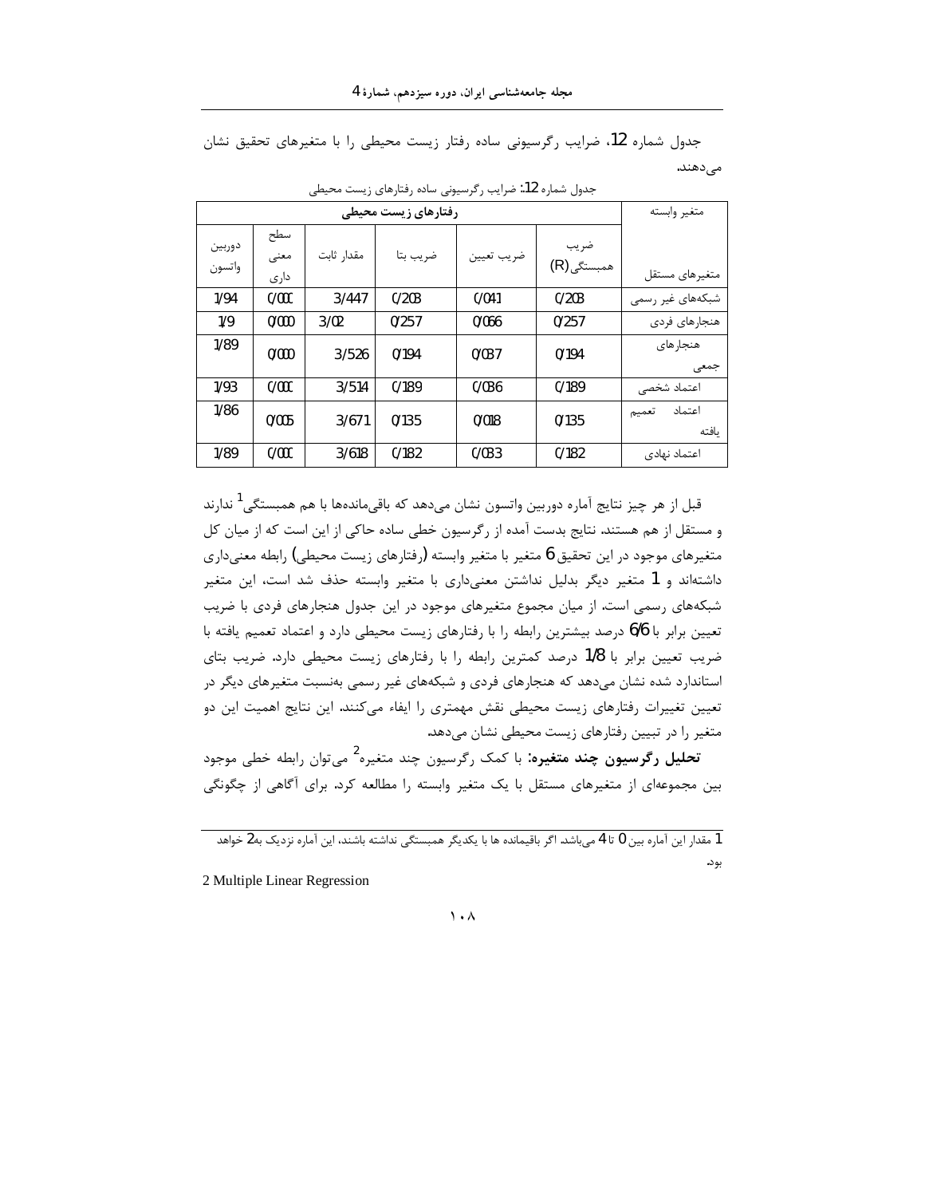جدول شماره 12، ضرایب رگرسیونی ساده رفتار زیست محیطی را با متغیرهای تحقیق نشان می‌دهند.

جدول شماره 12: ضرایب رگرسیونی ساده رفتارهای زیست محیطی

| متغیر وابسته | رفتارهای زیست محیطی | | | | | |
|---|---|---|---|---|---|---|
| متغیرهای مستقل | ضریب همبستگی (R) | ضریب تعیین | ضریب بتا | مقدار ثابت | سطح معنی داری | دوربین واتسون |
| شبکه‌های غیر رسمی | 0/203 | 0/041 | 0/203 | 3/447 | 0/000 | 1/94 |
| هنجارهای فردی | 0/257 | 0/066 | 0/257 | 3/02 | 0/000 | 1/9 |
| هنجارهای جمعی | 0/194 | 0/037 | 0/194 | 3/526 | 0/000 | 1/89 |
| اعتماد شخصی | 0/189 | 0/036 | 0/189 | 3/514 | 0/000 | 1/93 |
| اعتماد تعمیم یافته | 0/135 | 0/018 | 0/135 | 3/671 | 0/005 | 1/86 |
| اعتماد نهادی | 0/182 | 0/033 | 0/182 | 3/618 | 0/000 | 1/89 |

قبل از هر چیز نتایج آماره دوربین واتسون نشان می‌دهد که باقی‌مانده‌ها با هم همبستگی[1] ندارند و مستقل از هم هستند. نتایج بدست آمده از رگرسیون خطی ساده حاکی از این است که از میان کل متغیرهای موجود در این تحقیق 6 متغیر با متغیر وابسته (رفتارهای زیست محیطی) رابطه معنی‌داری داشته‌اند و 1 متغیر دیگر بدلیل نداشتن معنی‌داری با متغیر وابسته حذف شد است، این متغیر شبکه‌های رسمی است. از میان مجموع متغیرهای موجود در این جدول هنجارهای فردی با ضریب تعیین برابر با 6/6 درصد بیشترین رابطه را با رفتارهای زیست محیطی دارد و اعتماد تعمیم یافته با ضریب تعیین برابر با 1/8 درصد کمترین رابطه را با رفتارهای زیست محیطی دارد. ضریب بتای استاندارد شده نشان می‌دهد که هنجارهای فردی و شبکه‌های غیر رسمی به‌نسبت متغیرهای دیگر در تعیین تغییرات رفتارهای زیست محیطی نقش مهمتری را ایفاء می‌کنند. این نتایج اهمیت این دو متغیر را در تبیین رفتارهای زیست محیطی نشان می‌دهد.

**تحلیل رگرسیون چند متغیره:** با کمک رگرسیون چند متغیره[2] می‌توان رابطه خطی موجود بین مجموعه‌ای از متغیرهای مستقل با یک متغیر وابسته را مطالعه کرد. برای آگاهی از چگونگی

---

1 مقدار این آماره بین 0 تا 4 می‌باشد. اگر باقیمانده ها با یکدیگر همبستگی نداشته باشند، این آماره نزدیک به 2 خواهد بود.

2 Multiple Linear Regression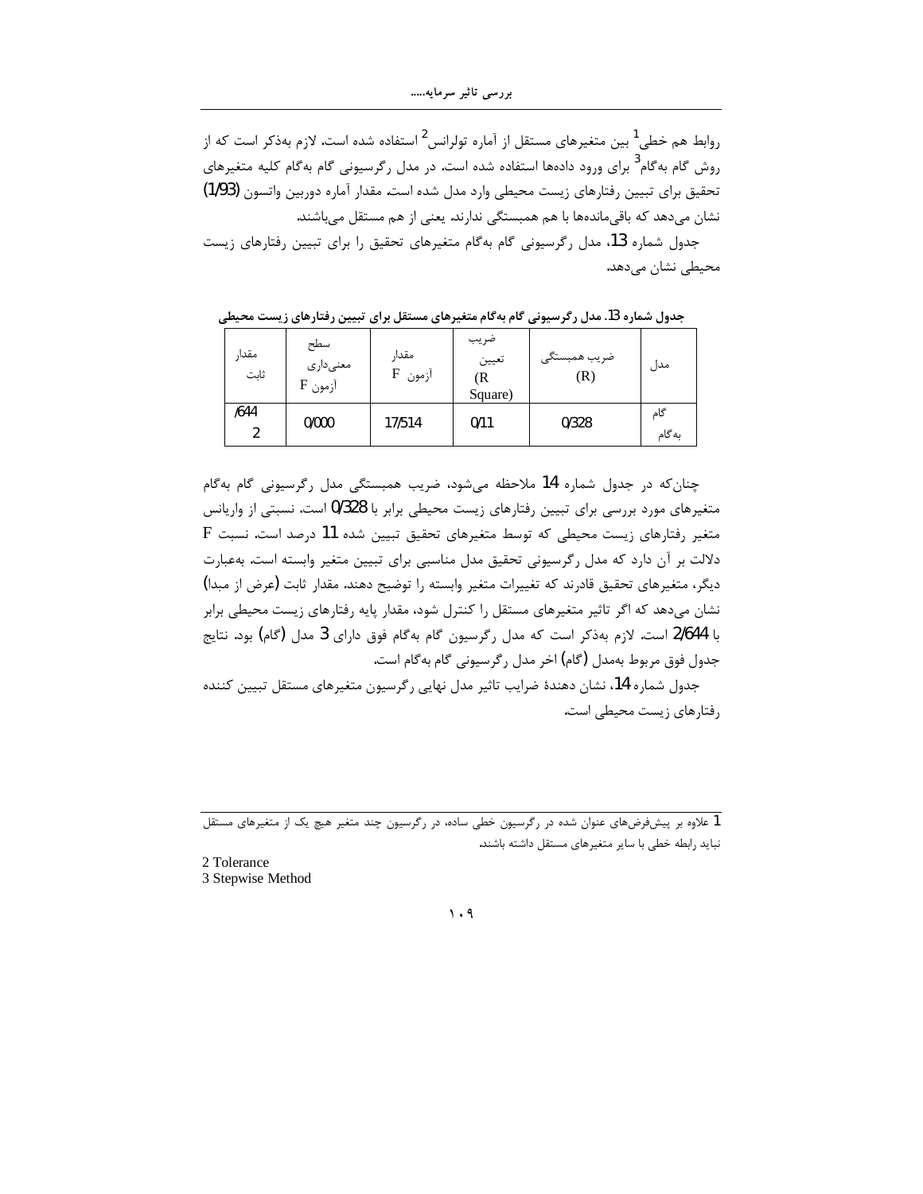روابط هم خطی[1] بین متغیرهای مستقل از آماره تولرانس[2] استفاده شده است. لازم به‌ذکر است که از روش گام به‌گام[3] برای ورود داده‌ها استفاده شده است. در مدل رگرسیونی گام به‌گام کلیه متغیرهای تحقیق برای تبیین رفتارهای زیست محیطی وارد مدل شده است. مقدار آماره دوربین واتسون (1/93) نشان می‌دهد که باقی‌مانده‌ها با هم همبستگی ندارند. یعنی از هم مستقل می‌باشند.

جدول شماره 13، مدل رگرسیونی گام به‌گام متغیرهای تحقیق را برای تبیین رفتارهای زیست محیطی نشان می‌دهد.

**جدول شماره 13. مدل رگرسیونی گام به‌گام متغیرهای مستقل برای تبیین رفتارهای زیست محیطی**

| مدل | ضریب همبستگی (R) | ضریب تعیین (R Square) | مقدار F آزمون | سطح معنی‌داری F آزمون | مقدار ثابت |
|---|---|---|---|---|---|
| گام به‌گام | 0/328 | 0/11 | 17/514 | 0/000 | 2/644 |

چنان‌که در جدول شماره 14 ملاحظه می‌شود، ضریب همبستگی مدل رگرسیونی گام به‌گام متغیرهای مورد بررسی برای تبیین رفتارهای زیست محیطی برابر با 0/328 است. نسبتی از واریانس متغیر رفتارهای زیست محیطی که توسط متغیرهای تحقیق تبیین شده 11 درصد است. نسبت F دلالت بر آن دارد که مدل رگرسیونی تحقیق مدل مناسبی برای تبیین متغیر وابسته است. به‌عبارت دیگر، متغیرهای تحقیق قادرند که تغییرات متغیر وابسته را توضیح دهند. مقدار ثابت (عرض از مبدا) نشان می‌دهد که اگر تاثیر متغیرهای مستقل را کنترل شود، مقدار پایه رفتارهای زیست محیطی برابر با 2/644 است. لازم به‌ذکر است که مدل رگرسیون گام به‌گام فوق دارای 3 مدل (گام) بود. نتایج جدول فوق مربوط به‌مدل (گام) اخر مدل رگرسیونی گام به‌گام است.

جدول شماره 14، نشان دهندهٔ ضرایب تاثیر مدل نهایی رگرسیون متغیرهای مستقل تبیین کننده رفتارهای زیست محیطی است.

---

1 علاوه بر پیش‌فرض‌های عنوان شده در رگرسیون خطی ساده، در رگرسیون چند متغیر هیچ یک از متغیرهای مستقل نباید رابطه خطی با سایر متغیرهای مستقل داشته باشند.

2 Tolerance

3 Stepwise Method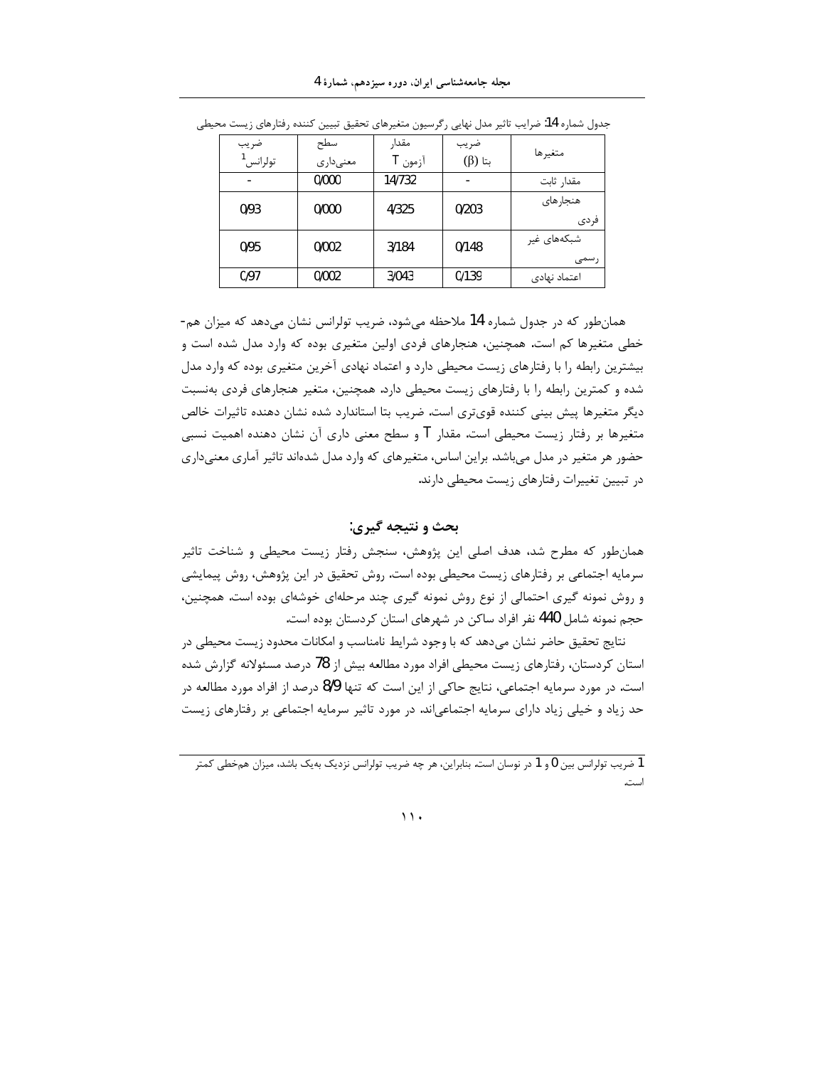جدول شماره 14: ضرایب تاثیر مدل نهایی رگرسیون متغیرهای تحقیق تبیین کننده رفتارهای زیست محیطی

| متغیرها | ضریب بتا (β) | مقدار T آزمون | سطح معنی‌داری | ضریب تولرانس[1] |
|---|---|---|---|---|
| مقدار ثابت | - | 14/732 | 0/000 | - |
| هنجارهای فردی | 0/203 | 4/325 | 0/000 | 0/93 |
| شبکه‌های غیر رسمی | 0/148 | 3/184 | 0/002 | 0/95 |
| اعتماد نهادی | 0/139 | 3/043 | 0/002 | 0/97 |

همان‌طور که در جدول شماره 14 ملاحظه می‌شود، ضریب تولرانس نشان می‌دهد که میزان هم-خطی متغیرها کم است. همچنین، هنجارهای فردی اولین متغیری بوده که وارد مدل شده است و بیشترین رابطه را با رفتارهای زیست محیطی دارد و اعتماد نهادی آخرین متغیری بوده که وارد مدل شده و کمترین رابطه را با رفتارهای زیست محیطی دارد. همچنین، متغیر هنجارهای فردی به‌نسبت دیگر متغیرها پیش بینی کننده قوی‌تری است. ضریب بتا استاندارد شده نشان دهنده تاثیرات خالص متغیرها بر رفتار زیست محیطی است. مقدار T و سطح معنی داری آن نشان دهنده اهمیت نسبی حضور هر متغیر در مدل می‌باشد. براین اساس، متغیرهای که وارد مدل شده‌اند تاثیر آماری معنی‌داری در تبیین تغییرات رفتارهای زیست محیطی دارند.

## بحث و نتیجه گیری:

همان‌طور که مطرح شد، هدف اصلی این پژوهش، سنجش رفتار زیست محیطی و شناخت تاثیر سرمایه اجتماعی بر رفتارهای زیست محیطی بوده است. روش تحقیق در این پژوهش، روش پیمایشی و روش نمونه گیری احتمالی از نوع روش نمونه گیری چند مرحله‌ای خوشه‌ای بوده است. همچنین، حجم نمونه شامل 440 نفر افراد ساکن در شهرهای استان کردستان بوده است.

نتایج تحقیق حاضر نشان می‌دهد که با وجود شرایط نامناسب و امکانات محدود زیست محیطی در استان کردستان، رفتارهای زیست محیطی افراد مورد مطالعه بیش از 78 درصد مسئولانه گزارش شده است. در مورد سرمایه اجتماعی، نتایج حاکی از این است که تنها 8/9 درصد از افراد مورد مطالعه در حد زیاد و خیلی زیاد دارای سرمایه اجتماعی‌اند. در مورد تاثیر سرمایه اجتماعی بر رفتارهای زیست

---

[1] ضریب تولرانس بین 0 و 1 در نوسان است. بنابراین، هر چه ضریب تولرانس نزدیک به‌یک باشد، میزان هم‌خطی کمتر است.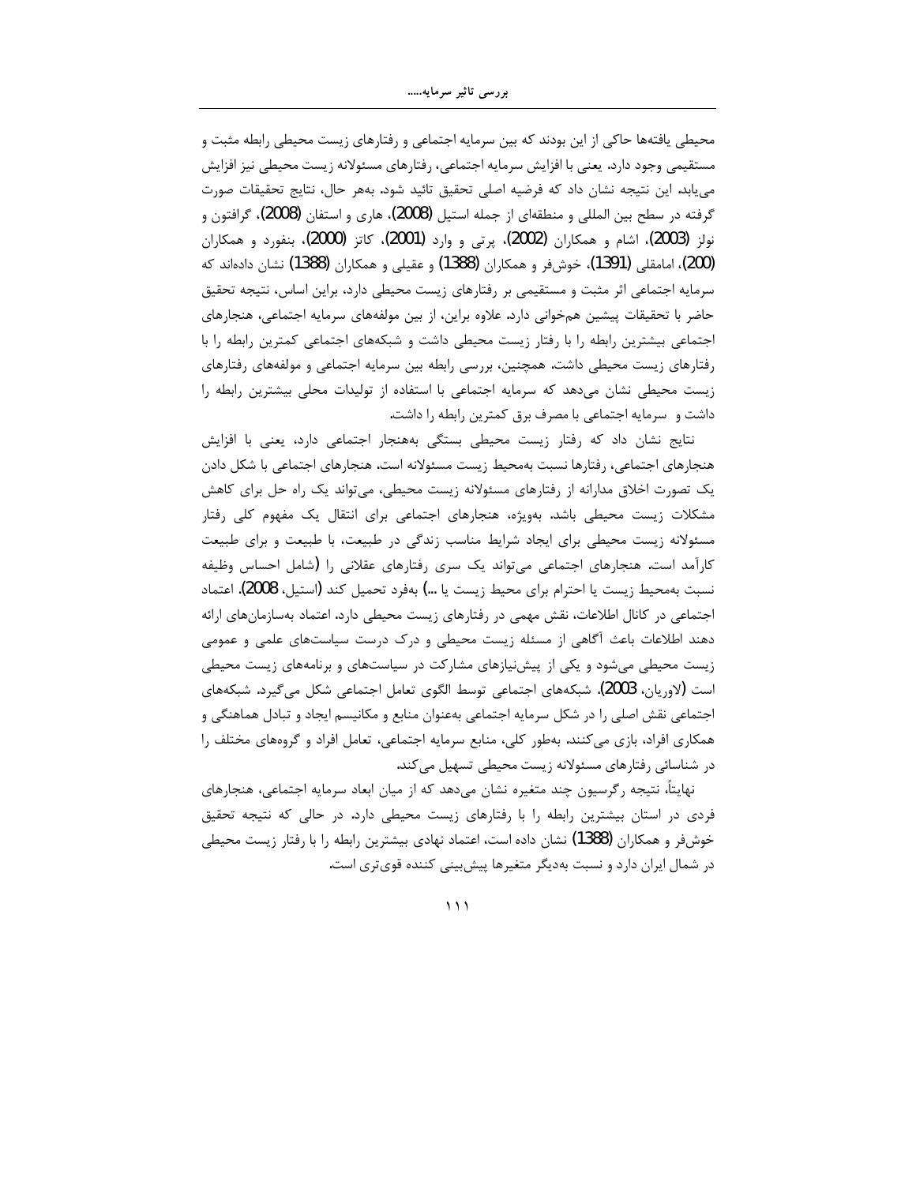محیطی یافته‌ها حاکی از این بودند که بین سرمایه اجتماعی و رفتارهای زیست محیطی رابطه مثبت و مستقیمی وجود دارد. یعنی با افزایش سرمایه اجتماعی، رفتارهای مسئولانه زیست محیطی نیز افزایش می‌یابد. این نتیجه نشان داد که فرضیه اصلی تحقیق تائید شود. به‌هر حال، نتایج تحقیقات صورت گرفته در سطح بین المللی و منطقه‌ای از جمله استیل (2008)، هاری و استفان (2008)، گرافتون و نولز (2003)، اشام و همکاران (2002)، پرتی و وارد (2001)، کاتز (2000)، بنفورد و همکاران (200)، امامقلی (1391)، خوش‌فر و همکاران (1388) و عقیلی و همکاران (1388) نشان داده‌اند که سرمایه اجتماعی اثر مثبت و مستقیمی بر رفتارهای زیست محیطی دارد، براین اساس، نتیجه تحقیق حاضر با تحقیقات پیشین همخوانی دارد. علاوه براین، از بین مولفه‌های سرمایه اجتماعی، هنجارهای اجتماعی بیشترین رابطه را با رفتار زیست محیطی داشت و شبکه‌های اجتماعی کمترین رابطه را با رفتارهای زیست محیطی داشت. همچنین، بررسی رابطه بین سرمایه اجتماعی و مولفه‌های رفتارهای زیست محیطی نشان می‌دهد که سرمایه اجتماعی با استفاده از تولیدات محلی بیشترین رابطه را داشت و سرمایه اجتماعی با مصرف برق کمترین رابطه را داشت.

نتایج نشان داد که رفتار زیست محیطی بستگی به‌هنجار اجتماعی دارد، یعنی با افزایش هنجارهای اجتماعی، رفتارها نسبت به‌محیط زیست مسئولانه است. هنجارهای اجتماعی با شکل دادن یک تصورت اخلاق مدارانه از رفتارهای مسئولانه زیست محیطی، می‌تواند یک راه حل برای کاهش مشکلات زیست محیطی باشد. به‌ویژه، هنجارهای اجتماعی برای انتقال یک مفهوم کلی رفتار مسئولانه زیست محیطی برای ایجاد شرایط مناسب زندگی در طبیعت، با طبیعت و برای طبیعت کارآمد است. هنجارهای اجتماعی می‌تواند یک سری رفتارهای عقلانی را (شامل احساس وظیفه نسبت به‌محیط زیست یا احترام برای محیط زیست یا ...) به‌فرد تحمیل کند (استیل، 2008). اعتماد اجتماعی در کانال اطلاعات، نقش مهمی در رفتارهای زیست محیطی دارد. اعتماد به‌سازمان‌های ارائه دهند اطلاعات باعث آگاهی از مسئله زیست محیطی و درک درست سیاست‌های علمی و عمومی زیست محیطی می‌شود و یکی از پیش‌نیازهای مشارکت در سیاست‌های و برنامه‌های زیست محیطی است (لاوریان، 2003). شبکه‌های اجتماعی توسط الگوی تعامل اجتماعی شکل می‌گیرد. شبکه‌های اجتماعی نقش اصلی را در شکل سرمایه اجتماعی به‌عنوان منابع و مکانیسم ایجاد و تبادل هماهنگی و همکاری افراد، بازی می‌کنند. به‌طور کلی، منابع سرمایه اجتماعی، تعامل افراد و گروه‌های مختلف را در شناسائی رفتارهای مسئولانه زیست محیطی تسهیل می‌کند.

نهایتاً، نتیجه رگرسیون چند متغیره نشان می‌دهد که از میان ابعاد سرمایه اجتماعی، هنجارهای فردی در استان بیشترین رابطه را با رفتارهای زیست محیطی دارد. در حالی که نتیجه تحقیق خوش‌فر و همکاران (1388) نشان داده است، اعتماد نهادی بیشترین رابطه را با رفتار زیست محیطی در شمال ایران دارد و نسبت به‌دیگر متغیرها پیش‌بینی کننده قوی‌تری است.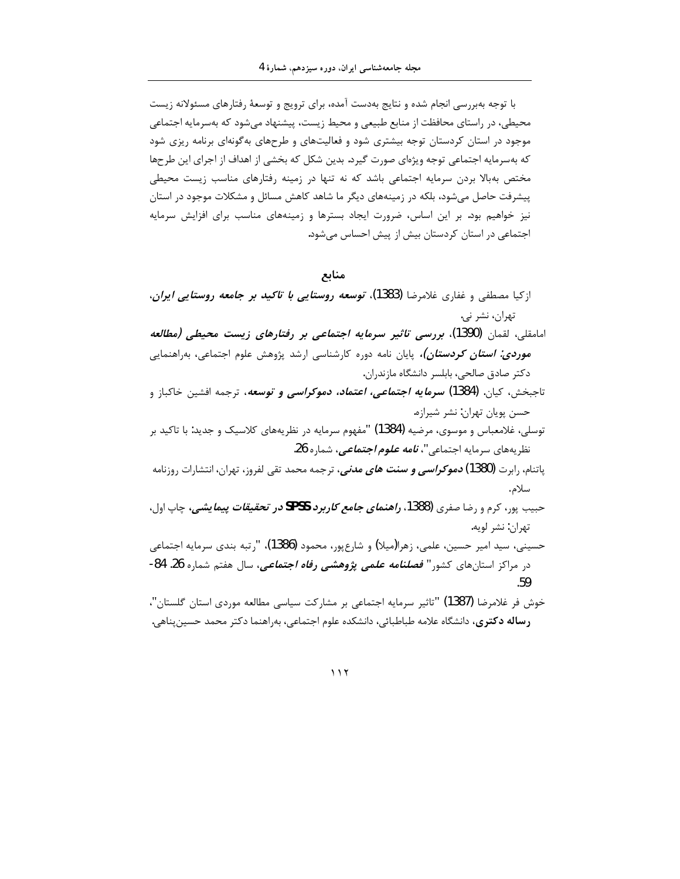با توجه به‌بررسی انجام شده و نتایج به‌دست آمده، برای ترویج و توسعهٔ رفتارهای مسئولانه زیست محیطی، در راستای محافظت از منابع طبیعی و محیط زیست، پیشنهاد می‌شود که به‌سرمایه اجتماعی موجود در استان کردستان توجه بیشتری شود و فعالیت‌های و طرح‌های به‌گونه‌ای برنامه ریزی شود که به‌سرمایه اجتماعی توجه ویژه‌ای صورت گیرد. بدین شکل که بخشی از اهداف از اجرای این طرح‌ها مختص به‌بالا بردن سرمایه اجتماعی باشد که نه تنها در زمینه رفتارهای مناسب زیست محیطی پیشرفت حاصل می‌شود، بلکه در زمینه‌های دیگر ما شاهد کاهش مسائل و مشکلات موجود در استان نیز خواهیم بود. بر این اساس، ضرورت ایجاد بسترها و زمینه‌های مناسب برای افزایش سرمایه اجتماعی در استان کردستان بیش از پیش احساس می‌شود.

## منابع

ازکیا مصطفی و غفاری غلامرضا (1383). ***توسعه روستایی با تاکید بر جامعه روستایی ایران***، تهران، نشر نی.

امامقلی، لقمان (1390). ***بررسی تاثیر سرمایه اجتماعی بر رفتارهای زیست محیطی (مطالعه موردی: استان کردستان)***، پایان نامه دوره کارشناسی ارشد پژوهش علوم اجتماعی، به‌راهنمایی دکتر صادق صالحی، بابلسر دانشگاه مازندران.

تاجبخش، کیان. (1384) ***سرمایه اجتماعی، اعتماد، دموکراسی و توسعه***، ترجمه افشین خاکباز و حسن پویان تهران: نشر شیرازه.

توسلی، غلامعباس و موسوی، مرضیه (1384) "مفهوم سرمایه در نظریه‌های کلاسیک و جدید: با تاکید بر نظریه‌های سرمایه اجتماعی"، ***نامه علوم اجتماعی***، شماره 26.

پاتنام، رابرت (1380) ***دموکراسی و سنت های مدنی***، ترجمه محمد تقی لفروز، تهران، انتشارات روزنامه سلام.

حبیب پور، کرم و رضا صفری (1388. ***راهنمای جامع کاربرد SPSS در تحقیقات پیمایشی***، چاپ اول، تهران: نشر لویه.

حسینی، سید امیر حسین، علمی، زهرا(میلا) و شارع‌پور، محمود (1386). "رتبه بندی سرمایه اجتماعی در مراکز استان‌های کشور" ***فصلنامه علمی پژوهشی رفاه اجتماعی***، سال هفتم شماره 26. 84-59.

خوش فر غلامرضا (1387) "تاثیر سرمایه اجتماعی بر مشارکت سیاسی مطالعه موردی استان گلستان"، **رساله دکتری**، دانشگاه علامه طباطبائی، دانشکده علوم اجتماعی، به‌راهنما دکتر محمد حسین‌پناهی.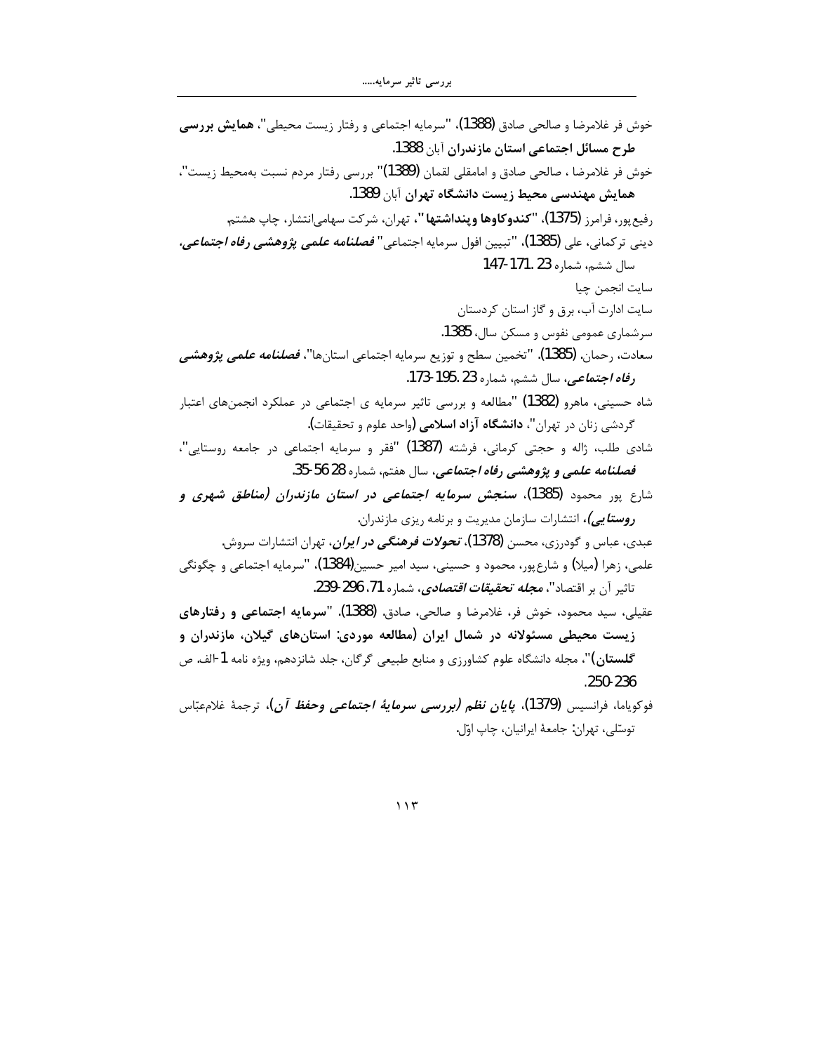خوش فر غلامرضا و صالحی صادق (1388)، "سرمایه اجتماعی و رفتار زیست محیطی"، **همایش بررسی طرح مسائل اجتماعی استان مازندران** آبان 1388.

خوش فر غلامرضا ، صالحی صادق و امامقلی لقمان (1389)" بررسی رفتار مردم نسبت به‌محیط زیست"، **همایش مهندسی محیط زیست دانشگاه تهران** آبان 1389.

رفیع‌پور، فرامرز (1375)، "**کندوکاوها وپنداشتها**"، تهران، شرکت سهامی‌انتشار، چاپ هشتم.

دینی ترکمانی، علی (1385)، "تبیین افول سرمایه اجتماعی" ***فصلنامه علمی پژوهشی رفاه اجتماعی***، سال ششم، شماره 23 .171-147

سایت انجمن چیا

سایت ادارت آب، برق و گاز استان کردستان

سرشماری عمومی نفوس و مسکن سال، 1385.

سعادت، رحمان. (1385). "تخمین سطح و توزیع سرمایه اجتماعی استان‌ها"، ***فصلنامه علمی پژوهشی رفاه اجتماعی***، سال ششم، شماره 23 .195-173.

شاه حسینی، ماهرو (1382) "مطالعه و بررسی تاثیر سرمایه ی اجتماعی در عملکرد انجمن‌های اعتبار گردشی زنان در تهران"، **دانشگاه آزاد اسلامی** (واحد علوم و تحقیقات).

شادی طلب، ژاله و حجتی کرمانی، فرشته (1387) "فقر و سرمایه اجتماعی در جامعه روستایی"، ***فصلنامه علمی و پژوهشی رفاه اجتماعی***، سال هفتم، شماره 28 56-35.

شارع پور محمود (1385)، ***سنجش سرمایه اجتماعی در استان مازندران (مناطق شهری و روستایی)***، انتشارات سازمان مدیریت و برنامه ریزی مازندران.

عبدی، عباس و گودرزی، محسن (1378)، ***تحولات فرهنگی در ایران***، تهران انتشارات سروش.

علمی، زهرا (میلا) و شارع‌پور، محمود و حسینی، سید امیر حسین(1384)، "سرمایه اجتماعی و چگونگی تاثیر آن بر اقتصاد"، ***مجله تحقیقات اقتصادی***، شماره 71، 296-239.

عقیلی، سید محمود، خوش فر، غلامرضا و صالحی، صادق. (1388). "**سرمایه اجتماعی و رفتارهای زیست محیطی مسئولانه در شمال ایران (مطالعه موردی: استان‌های گیلان، مازندران و گلستان)**"، مجله دانشگاه علوم کشاورزی و منابع طبیعی گرگان، جلد شانزدهم، ویژه نامه 1-الف، ص 250-236.

فوکویاما، فرانسیس (1379)، ***پایان نظم (بررسی سرمایهٔ اجتماعی وحفظ آن)***، ترجمهٔ غلامعبّاس توسّلی، تهران: جامعهٔ ایرانیان، چاپ اوّل.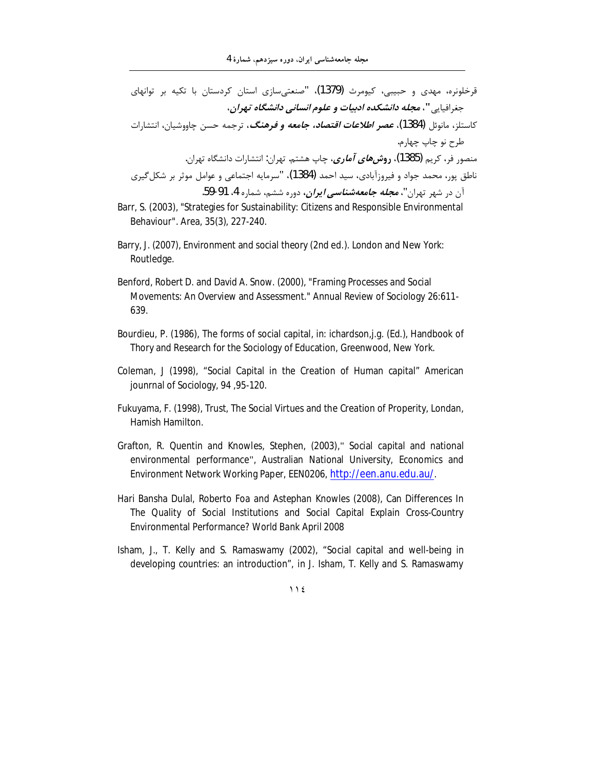قرخلونره، مهدی و حبیبی، کیومرث (1379)، "صنعتی‌سازی استان کردستان با تکیه بر توانهای جغرافیایی"، ***مجله دانشکده ادبیات و علوم انسانی دانشگاه تهران***.

کاستلز، مانوئل (1384)، ***عصر اطلاعات اقتصاد، جامعه و فرهنگ***، ترجمه حسن چاووشیان، انتشارات طرح نو چاپ چهارم.

منصور فر، کریم (1385)، ***روش‌های آماری***، چاپ هشتم. تهران: انتشارات دانشگاه تهران.

ناطق پور، محمد جواد و فیروزآبادی، سید احمد (1384)، "سرمایه اجتماعی و عوامل موثر بر شکل‌گیری آن در شهر تهران"، ***مجله جامعه‌شناسی ایران***، دوره ششم، شماره 4، 91-59.

Barr, S. (2003), "Strategies for Sustainability: Citizens and Responsible Environmental Behaviour". Area, 35(3), 227-240.

Barry, J. (2007), Environment and social theory (2nd ed.). London and New York: Routledge.

Benford, Robert D. and David A. Snow. (2000), "Framing Processes and Social Movements: An Overview and Assessment." Annual Review of Sociology 26:611-639.

Bourdieu, P. (1986), The forms of social capital, in: ichardson,j.g. (Ed.), Handbook of Thory and Research for the Sociology of Education, Greenwood, New York.

Coleman, J (1998), "Social Capital in the Creation of Human capital" American jounrnal of Sociology, 94 ,95-120.

Fukuyama, F. (1998), Trust, The Social Virtues and the Creation of Properity, Londan, Hamish Hamilton.

Grafton, R. Quentin and Knowles, Stephen, (2003)," Social capital and national environmental performance", Australian National University, Economics and Environment Network Working Paper, EEN0206, http://een.anu.edu.au/.

Hari Bansha Dulal, Roberto Foa and Astephan Knowles (2008), Can Differences In The Quality of Social Institutions and Social Capital Explain Cross-Country Environmental Performance? World Bank April 2008

Isham, J., T. Kelly and S. Ramaswamy (2002), "Social capital and well-being in developing countries: an introduction", in J. Isham, T. Kelly and S. Ramaswamy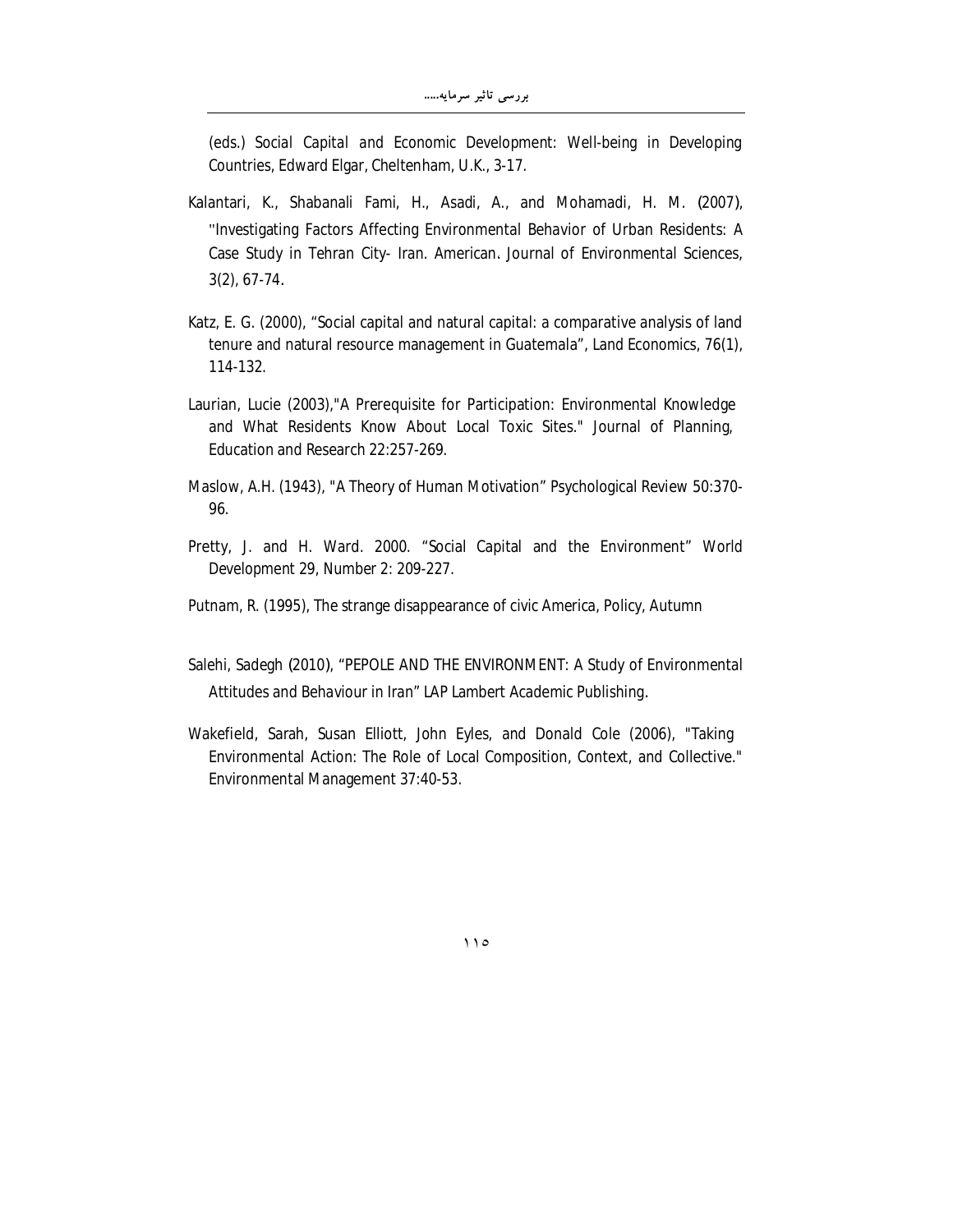(eds.) Social Capital and Economic Development: Well-being in Developing Countries, Edward Elgar, Cheltenham, U.K., 3-17.

Kalantari, K., Shabanali Fami, H., Asadi, A., and Mohamadi, H. M. (2007), ''Investigating Factors Affecting Environmental Behavior of Urban Residents: A Case Study in Tehran City- Iran. American. Journal of Environmental Sciences, 3(2), 67-74.

Katz, E. G. (2000), "Social capital and natural capital: a comparative analysis of land tenure and natural resource management in Guatemala", Land Economics, 76(1), 114-132.

Laurian, Lucie (2003),"A Prerequisite for Participation: Environmental Knowledge and What Residents Know About Local Toxic Sites." Journal of Planning, Education and Research 22:257-269.

Maslow, A.H. (1943), "A Theory of Human Motivation" Psychological Review 50:370-96.

Pretty, J. and H. Ward. 2000. "Social Capital and the Environment" World Development 29, Number 2: 209-227.

Putnam, R. (1995), The strange disappearance of civic America, Policy, Autumn

Salehi, Sadegh (2010), "PEPOLE AND THE ENVIRONMENT: A Study of Environmental Attitudes and Behaviour in Iran" LAP Lambert Academic Publishing.

Wakefield, Sarah, Susan Elliott, John Eyles, and Donald Cole (2006), "Taking Environmental Action: The Role of Local Composition, Context, and Collective." Environmental Management 37:40-53.